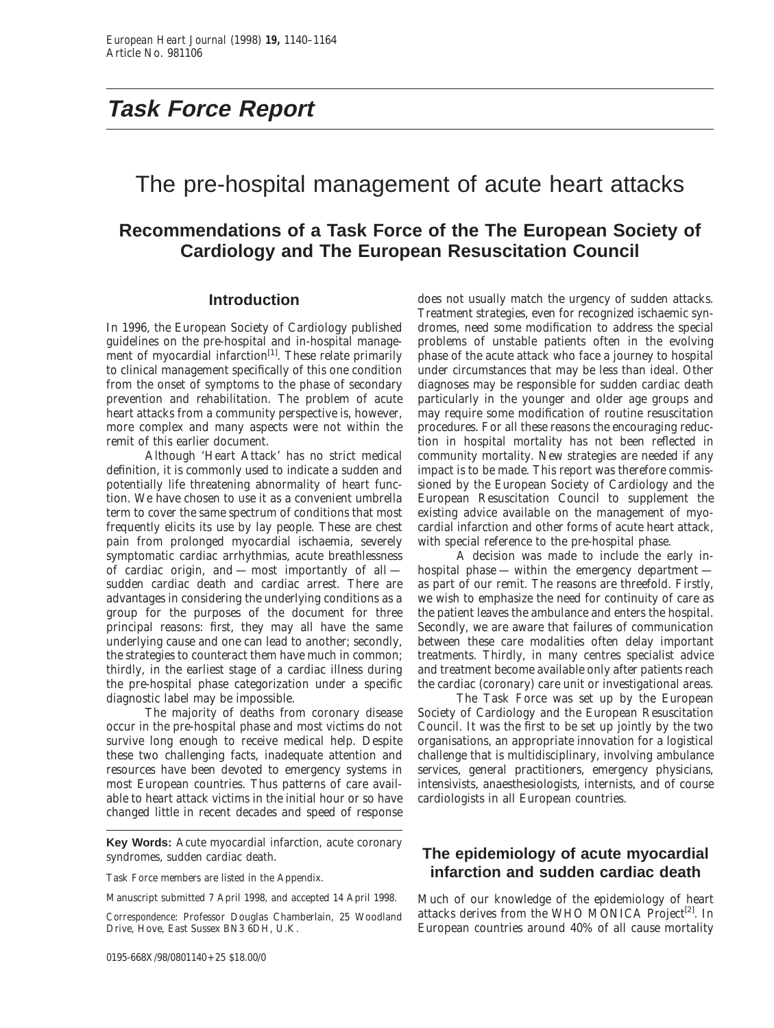# Task Force Report

# The pre-hospital management of acute heart attacks

## Recommendations of a Task Force of the The European Society of Cardiology and The European Resuscitation Council

### Introduction

In 1996, the European Society of Cardiology published guidelines on the pre-hospital and in-hospital management of myocardial infarction[1]. These relate primarily to clinical management specifically of this one condition from the onset of symptoms to the phase of secondary prevention and rehabilitation. The problem of acute heart attacks from a community perspective is, however, more complex and many aspects were not within the remit of this earlier document.

Although 'Heart Attack' has no strict medical definition, it is commonly used to indicate a sudden and potentially life threatening abnormality of heart function. We have chosen to use it as a convenient umbrella term to cover the same spectrum of conditions that most frequently elicits its use by lay people. These are chest pain from prolonged myocardial ischaemia, severely symptomatic cardiac arrhythmias, acute breathlessness of cardiac origin, and — most importantly of all — sudden cardiac death and cardiac arrest. There are advantages in considering the underlying conditions as a group for the purposes of the document for three principal reasons: first, they may all have the same underlying cause and one can lead to another; secondly, the strategies to counteract them have much in common; thirdly, in the earliest stage of a cardiac illness during the pre-hospital phase categorization under a specific diagnostic label may be impossible.

The majority of deaths from coronary disease occur in the pre-hospital phase and most victims do not survive long enough to receive medical help. Despite these two challenging facts, inadequate attention and resources have been devoted to emergency systems in most European countries. Thus patterns of care available to heart attack victims in the initial hour or so have changed little in recent decades and speed of response does not usually match the urgency of sudden attacks. Treatment strategies, even for recognized ischaemic syndromes, need some modification to address the special problems of unstable patients often in the evolving phase of the acute attack who face a journey to hospital under circumstances that may be less than ideal. Other diagnoses may be responsible for sudden cardiac death particularly in the younger and older age groups and may require some modification of routine resuscitation procedures. For all these reasons the encouraging reduction in hospital mortality has not been reflected in community mortality. New strategies are needed if any impact is to be made. This report was therefore commissioned by the European Society of Cardiology and the European Resuscitation Council to supplement the existing advice available on the management of myocardial infarction and other forms of acute heart attack, with special reference to the pre-hospital phase.

A decision was made to include the early in-hospital phase — within the emergency department — as part of our remit. The reasons are threefold. Firstly, we wish to emphasize the need for continuity of care as the patient leaves the ambulance and enters the hospital. Secondly, we are aware that failures of communication between these care modalities often delay important treatments. Thirdly, in many centres specialist advice and treatment become available only after patients reach the cardiac (coronary) care unit or investigational areas.

The Task Force was set up by the European Society of Cardiology and the European Resuscitation Council. It was the first to be set up jointly by the two organisations, an appropriate innovation for a logistical challenge that is multidisciplinary, involving ambulance services, general practitioners, emergency physicians, intensivists, anaesthesiologists, internists, and of course cardiologists in all European countries.

**Key Words:** Acute myocardial infarction, acute coronary syndromes, sudden cardiac death.

Task Force members are listed in the Appendix.

Manuscript submitted 7 April 1998, and accepted 14 April 1998.

Correspondence: Professor Douglas Chamberlain, 25 Woodland Drive, Hove, East Sussex BN3 6DH, U.K.

### The epidemiology of acute myocardial infarction and sudden cardiac death

Much of our knowledge of the epidemiology of heart attacks derives from the WHO MONICA Project[2]. In European countries around 40% of all cause mortality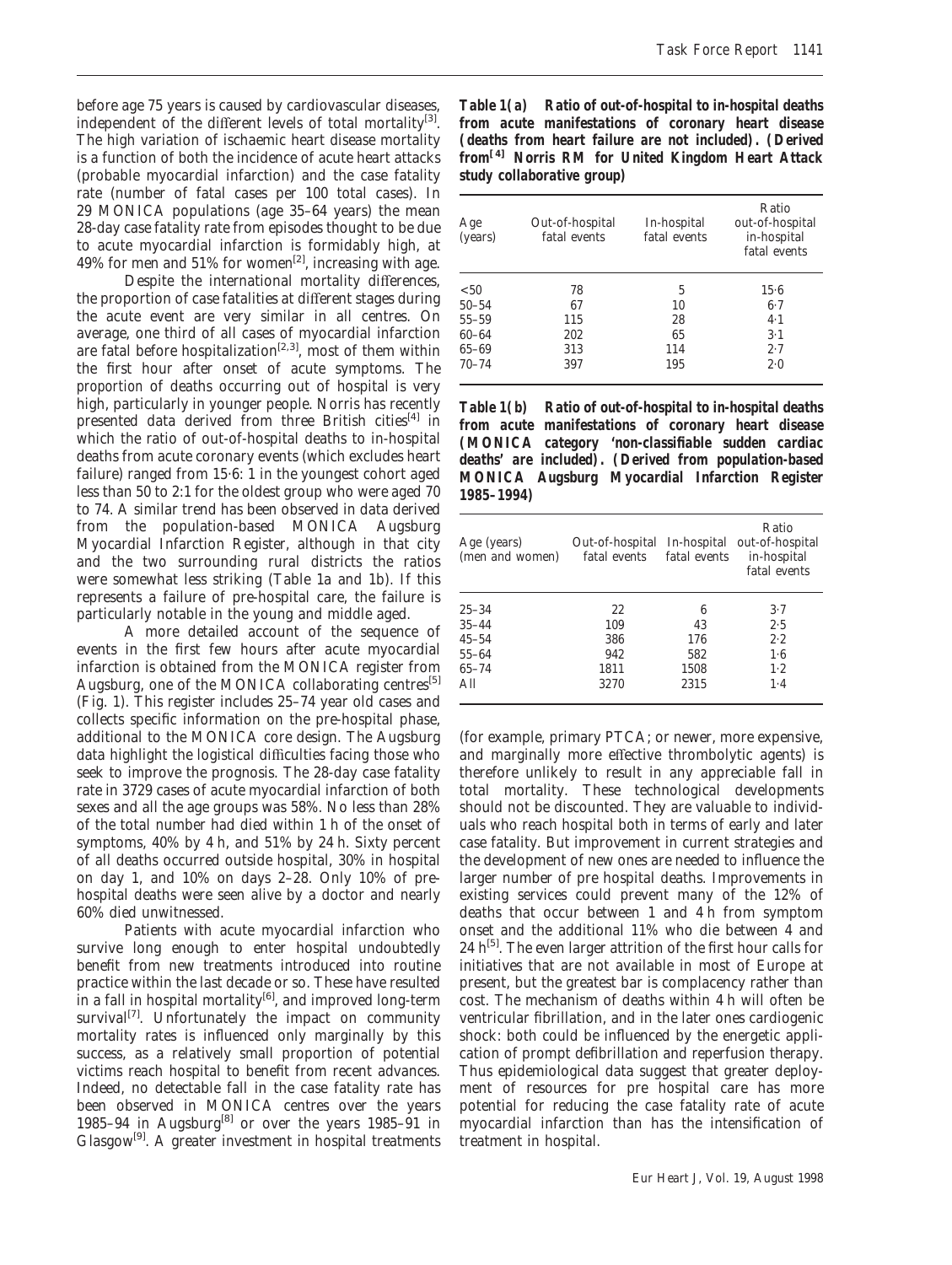before age 75 years is caused by cardiovascular diseases, independent of the different levels of total mortality[3]. The high variation of ischaemic heart disease mortality is a function of both the incidence of acute heart attacks (probable myocardial infarction) and the case fatality rate (number of fatal cases per 100 total cases). In 29 MONICA populations (age 35–64 years) the mean 28-day case fatality rate from episodes thought to be due to acute myocardial infarction is formidably high, at 49% for men and 51% for women[2], increasing with age.

Despite the international mortality differences, the proportion of case fatalities at different stages during the acute event are very similar in all centres. On average, one third of all cases of myocardial infarction are fatal before hospitalization[2,3], most of them within the first hour after onset of acute symptoms. The proportion of deaths occurring out of hospital is very high, particularly in younger people. Norris has recently presented data derived from three British cities[4] in which the ratio of out-of-hospital deaths to in-hospital deaths from acute coronary events (which excludes heart failure) ranged from 15·6: 1 in the youngest cohort aged less than 50 to 2:1 for the oldest group who were aged 70 to 74. A similar trend has been observed in data derived from the population-based MONICA Augsburg Myocardial Infarction Register, although in that city and the two surrounding rural districts the ratios were somewhat less striking (Table 1a and 1b). If this represents a failure of pre-hospital care, the failure is particularly notable in the young and middle aged.

A more detailed account of the sequence of events in the first few hours after acute myocardial infarction is obtained from the MONICA register from Augsburg, one of the MONICA collaborating centres[5] (Fig. 1). This register includes 25–74 year old cases and collects specific information on the pre-hospital phase, additional to the MONICA core design. The Augsburg data highlight the logistical difficulties facing those who seek to improve the prognosis. The 28-day case fatality rate in 3729 cases of acute myocardial infarction of both sexes and all the age groups was 58%. No less than 28% of the total number had died within 1 h of the onset of symptoms, 40% by 4 h, and 51% by 24 h. Sixty percent of all deaths occurred outside hospital, 30% in hospital on day 1, and 10% on days 2–28. Only 10% of pre-hospital deaths were seen alive by a doctor and nearly 60% died unwitnessed.

Patients with acute myocardial infarction who survive long enough to enter hospital undoubtedly benefit from new treatments introduced into routine practice within the last decade or so. These have resulted in a fall in hospital mortality[6], and improved long-term survival[7]. Unfortunately the impact on community mortality rates is influenced only marginally by this success, as a relatively small proportion of potential victims reach hospital to benefit from recent advances. Indeed, no detectable fall in the case fatality rate has been observed in MONICA centres over the years 1985–94 in Augsburg[8] or over the years 1985–91 in Glasgow[9]. A greater investment in hospital treatments (for example, primary PTCA; or newer, more expensive, and marginally more effective thrombolytic agents) is therefore unlikely to result in any appreciable fall in total mortality. These technological developments should not be discounted. They are valuable to individuals who reach hospital both in terms of early and later case fatality. But improvement in current strategies and the development of new ones are needed to influence the larger number of pre hospital deaths. Improvements in existing services could prevent many of the 12% of deaths that occur between 1 and 4 h from symptom onset and the additional 11% who die between 4 and 24 h[5]. The even larger attrition of the first hour calls for initiatives that are not available in most of Europe at present, but the greatest bar is complacency rather than cost. The mechanism of deaths within 4 h will often be ventricular fibrillation, and in the later ones cardiogenic shock: both could be influenced by the energetic application of prompt defibrillation and reperfusion therapy. Thus epidemiological data suggest that greater deployment of resources for pre hospital care has more potential for reducing the case fatality rate of acute myocardial infarction than has the intensification of treatment in hospital.

**Table 1(a) Ratio of out-of-hospital to in-hospital deaths from acute manifestations of coronary heart disease (deaths from heart failure are not included). (Derived from[4] Norris RM for United Kingdom Heart Attack study collaborative group)**

| Age (years) | Out-of-hospital fatal events | In-hospital fatal events | Ratio out-of-hospital in-hospital fatal events |
|---|---|---|---|
| <50 | 78 | 5 | 15·6 |
| 50–54 | 67 | 10 | 6·7 |
| 55–59 | 115 | 28 | 4·1 |
| 60–64 | 202 | 65 | 3·1 |
| 65–69 | 313 | 114 | 2·7 |
| 70–74 | 397 | 195 | 2·0 |

**Table 1(b) Ratio of out-of-hospital to in-hospital deaths from acute manifestations of coronary heart disease (MONICA category 'non-classifiable sudden cardiac deaths' are included). (Derived from population-based MONICA Augsburg Myocardial Infarction Register 1985–1994)**

| Age (years) (men and women) | Out-of-hospital fatal events | In-hospital fatal events | Ratio out-of-hospital in-hospital fatal events |
|---|---|---|---|
| 25–34 | 22 | 6 | 3·7 |
| 35–44 | 109 | 43 | 2·5 |
| 45–54 | 386 | 176 | 2·2 |
| 55–64 | 942 | 582 | 1·6 |
| 65–74 | 1811 | 1508 | 1·2 |
| All | 3270 | 2315 | 1·4 |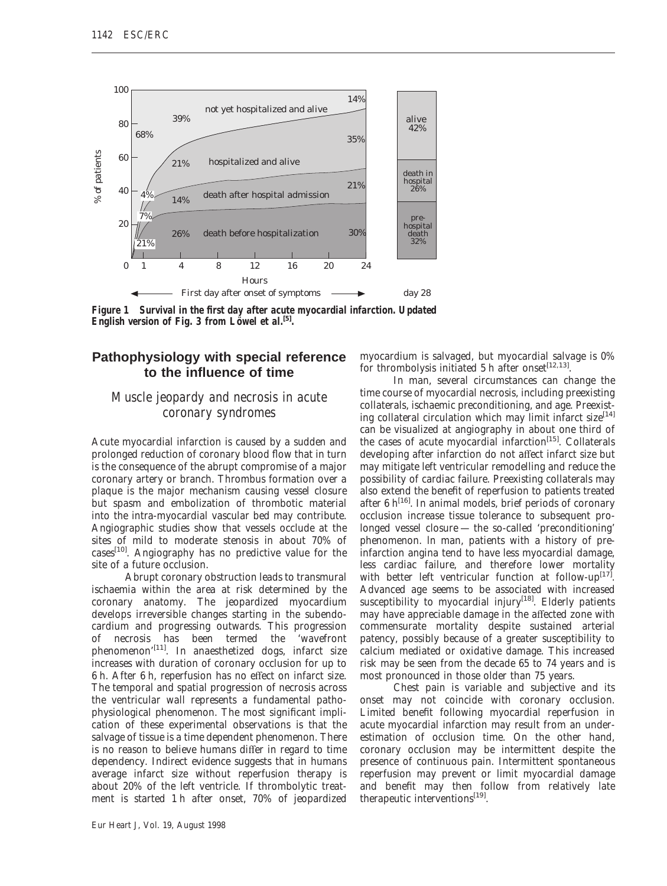Figure 1 Survival in the first day after acute myocardial infarction. Updated English version of Fig. 3 from Löwel et al.[5].

## Pathophysiology with special reference to the influence of time

### Muscle jeopardy and necrosis in acute coronary syndromes

Acute myocardial infarction is caused by a sudden and prolonged reduction of coronary blood flow that in turn is the consequence of the abrupt compromise of a major coronary artery or branch. Thrombus formation over a plaque is the major mechanism causing vessel closure but spasm and embolization of thrombotic material into the intra-myocardial vascular bed may contribute. Angiographic studies show that vessels occlude at the sites of mild to moderate stenosis in about 70% of cases[10]. Angiography has no predictive value for the site of a future occlusion.

Abrupt coronary obstruction leads to transmural ischaemia within the area at risk determined by the coronary anatomy. The jeopardized myocardium develops irreversible changes starting in the subendocardium and progressing outwards. This progression of necrosis has been termed the 'wavefront phenomenon'[11]. In anaesthetized dogs, infarct size increases with duration of coronary occlusion for up to 6 h. After 6 h, reperfusion has no effect on infarct size. The temporal and spatial progression of necrosis across the ventricular wall represents a fundamental pathophysiological phenomenon. The most significant implication of these experimental observations is that the salvage of tissue is a time dependent phenomenon. There is no reason to believe humans differ in regard to time dependency. Indirect evidence suggests that in humans average infarct size without reperfusion therapy is about 20% of the left ventricle. If thrombolytic treatment is started 1 h after onset, 70% of jeopardized myocardium is salvaged, but myocardial salvage is 0% for thrombolysis initiated 5 h after onset[12,13].

In man, several circumstances can change the time course of myocardial necrosis, including preexisting collaterals, ischaemic preconditioning, and age. Preexisting collateral circulation which may limit infarct size[14] can be visualized at angiography in about one third of the cases of acute myocardial infarction[15]. Collaterals developing after infarction do not affect infarct size but may mitigate left ventricular remodelling and reduce the possibility of cardiac failure. Preexisting collaterals may also extend the benefit of reperfusion to patients treated after 6 h[16]. In animal models, brief periods of coronary occlusion increase tissue tolerance to subsequent prolonged vessel closure — the so-called 'preconditioning' phenomenon. In man, patients with a history of pre-infarction angina tend to have less myocardial damage, less cardiac failure, and therefore lower mortality with better left ventricular function at follow-up[17]. Advanced age seems to be associated with increased susceptibility to myocardial injury[18]. Elderly patients may have appreciable damage in the affected zone with commensurate mortality despite sustained arterial patency, possibly because of a greater susceptibility to calcium mediated or oxidative damage. This increased risk may be seen from the decade 65 to 74 years and is most pronounced in those older than 75 years.

Chest pain is variable and subjective and its onset may not coincide with coronary occlusion. Limited benefit following myocardial reperfusion in acute myocardial infarction may result from an underestimation of occlusion time. On the other hand, coronary occlusion may be intermittent despite the presence of continuous pain. Intermittent spontaneous reperfusion may prevent or limit myocardial damage and benefit may then follow from relatively late therapeutic interventions[19].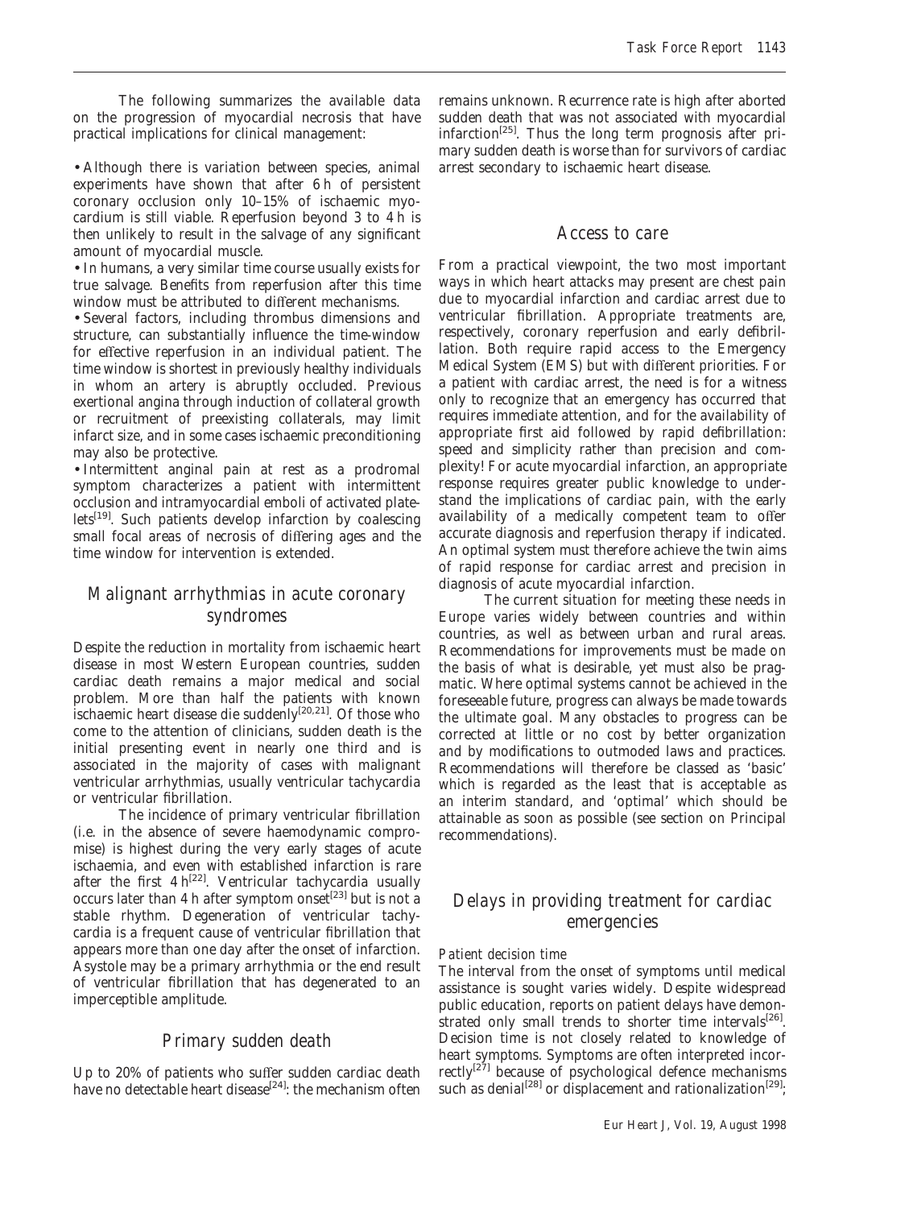The following summarizes the available data on the progression of myocardial necrosis that have practical implications for clinical management:

- Although there is variation between species, animal experiments have shown that after 6 h of persistent coronary occlusion only 10–15% of ischaemic myocardium is still viable. Reperfusion beyond 3 to 4 h is then unlikely to result in the salvage of any significant amount of myocardial muscle.
- In humans, a very similar time course usually exists for true salvage. Benefits from reperfusion after this time window must be attributed to different mechanisms.
- Several factors, including thrombus dimensions and structure, can substantially influence the time-window for effective reperfusion in an individual patient. The time window is shortest in previously healthy individuals in whom an artery is abruptly occluded. Previous exertional angina through induction of collateral growth or recruitment of preexisting collaterals, may limit infarct size, and in some cases ischaemic preconditioning may also be protective.
- Intermittent anginal pain at rest as a prodromal symptom characterizes a patient with intermittent occlusion and intramyocardial emboli of activated platelets[19]. Such patients develop infarction by coalescing small focal areas of necrosis of differing ages and the time window for intervention is extended.

## Malignant arrhythmias in acute coronary syndromes

Despite the reduction in mortality from ischaemic heart disease in most Western European countries, sudden cardiac death remains a major medical and social problem. More than half the patients with known ischaemic heart disease die suddenly[20,21]. Of those who come to the attention of clinicians, sudden death is the initial presenting event in nearly one third and is associated in the majority of cases with malignant ventricular arrhythmias, usually ventricular tachycardia or ventricular fibrillation.

The incidence of primary ventricular fibrillation (i.e. in the absence of severe haemodynamic compromise) is highest during the very early stages of acute ischaemia, and even with established infarction is rare after the first 4 h[22]. Ventricular tachycardia usually occurs later than 4 h after symptom onset[23] but is not a stable rhythm. Degeneration of ventricular tachycardia is a frequent cause of ventricular fibrillation that appears more than one day after the onset of infarction. Asystole may be a primary arrhythmia or the end result of ventricular fibrillation that has degenerated to an imperceptible amplitude.

## Primary sudden death

Up to 20% of patients who suffer sudden cardiac death have no detectable heart disease[24]: the mechanism often remains unknown. Recurrence rate is high after aborted sudden death that was not associated with myocardial infarction[25]. Thus the long term prognosis after primary sudden death is worse than for survivors of cardiac arrest secondary to ischaemic heart disease.

## Access to care

From a practical viewpoint, the two most important ways in which heart attacks may present are chest pain due to myocardial infarction and cardiac arrest due to ventricular fibrillation. Appropriate treatments are, respectively, coronary reperfusion and early defibrillation. Both require rapid access to the Emergency Medical System (EMS) but with different priorities. For a patient with cardiac arrest, the need is for a witness only to recognize that an emergency has occurred that requires immediate attention, and for the availability of appropriate first aid followed by rapid defibrillation: speed and simplicity rather than precision and complexity! For acute myocardial infarction, an appropriate response requires greater public knowledge to understand the implications of cardiac pain, with the early availability of a medically competent team to offer accurate diagnosis and reperfusion therapy if indicated. An optimal system must therefore achieve the twin aims of rapid response for cardiac arrest and precision in diagnosis of acute myocardial infarction.

The current situation for meeting these needs in Europe varies widely between countries and within countries, as well as between urban and rural areas. Recommendations for improvements must be made on the basis of what is desirable, yet must also be pragmatic. Where optimal systems cannot be achieved in the foreseeable future, progress can always be made towards the ultimate goal. Many obstacles to progress can be corrected at little or no cost by better organization and by modifications to outmoded laws and practices. Recommendations will therefore be classed as 'basic' which is regarded as the least that is acceptable as an interim standard, and 'optimal' which should be attainable as soon as possible (see section on Principal recommendations).

## Delays in providing treatment for cardiac emergencies

### *Patient decision time*

The interval from the onset of symptoms until medical assistance is sought varies widely. Despite widespread public education, reports on patient delays have demonstrated only small trends to shorter time intervals[26]. Decision time is not closely related to knowledge of heart symptoms. Symptoms are often interpreted incorrectly[27] because of psychological defence mechanisms such as denial[28] or displacement and rationalization[29];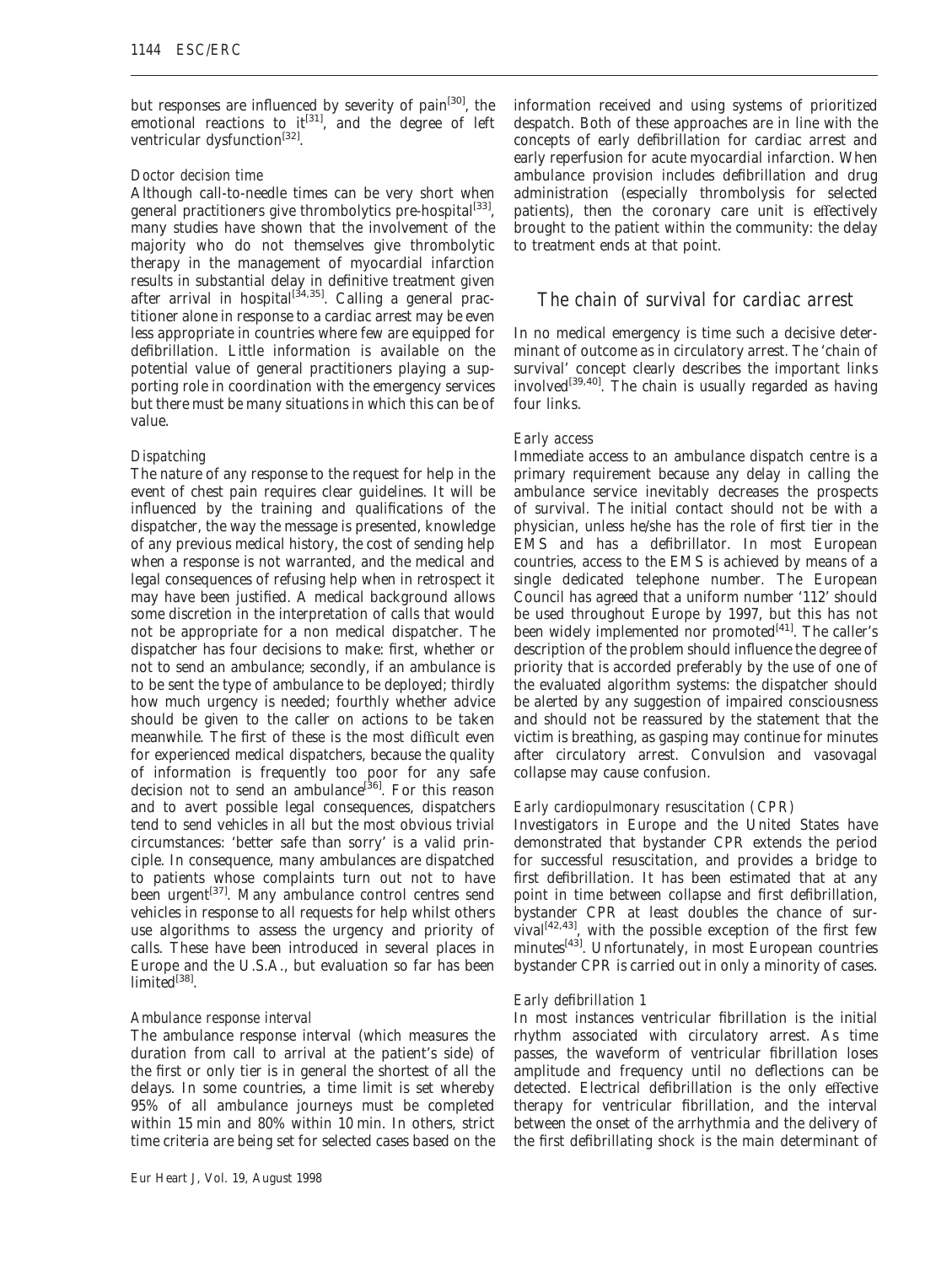but responses are influenced by severity of pain[30], the emotional reactions to it[31], and the degree of left ventricular dysfunction[32].

*Doctor decision time*

Although call-to-needle times can be very short when general practitioners give thrombolytics pre-hospital[33], many studies have shown that the involvement of the majority who do not themselves give thrombolytic therapy in the management of myocardial infarction results in substantial delay in definitive treatment given after arrival in hospital[34,35]. Calling a general practitioner alone in response to a cardiac arrest may be even less appropriate in countries where few are equipped for defibrillation. Little information is available on the potential value of general practitioners playing a supporting role in coordination with the emergency services but there must be many situations in which this can be of value.

*Dispatching*

The nature of any response to the request for help in the event of chest pain requires clear guidelines. It will be influenced by the training and qualifications of the dispatcher, the way the message is presented, knowledge of any previous medical history, the cost of sending help when a response is not warranted, and the medical and legal consequences of refusing help when in retrospect it may have been justified. A medical background allows some discretion in the interpretation of calls that would not be appropriate for a non medical dispatcher. The dispatcher has four decisions to make: first, whether or not to send an ambulance; secondly, if an ambulance is to be sent the type of ambulance to be deployed; thirdly how much urgency is needed; fourthly whether advice should be given to the caller on actions to be taken meanwhile. The first of these is the most difficult even for experienced medical dispatchers, because the quality of information is frequently too poor for any safe decision *not* to send an ambulance[36]. For this reason and to avert possible legal consequences, dispatchers tend to send vehicles in all but the most obvious trivial circumstances: 'better safe than sorry' is a valid principle. In consequence, many ambulances are dispatched to patients whose complaints turn out not to have been urgent[37]. Many ambulance control centres send vehicles in response to all requests for help whilst others use algorithms to assess the urgency and priority of calls. These have been introduced in several places in Europe and the U.S.A., but evaluation so far has been limited[38].

*Ambulance response interval*

The ambulance response interval (which measures the duration from call to arrival at the patient's side) of the first or only tier is in general the shortest of all the delays. In some countries, a time limit is set whereby 95% of all ambulance journeys must be completed within 15 min and 80% within 10 min. In others, strict time criteria are being set for selected cases based on the information received and using systems of prioritized despatch. Both of these approaches are in line with the concepts of early defibrillation for cardiac arrest and early reperfusion for acute myocardial infarction. When ambulance provision includes defibrillation and drug administration (especially thrombolysis for selected patients), then the coronary care unit is effectively brought to the patient within the community: the delay to treatment ends at that point.

## The chain of survival for cardiac arrest

In no medical emergency is time such a decisive determinant of outcome as in circulatory arrest. The 'chain of survival' concept clearly describes the important links involved[39,40]. The chain is usually regarded as having four links.

*Early access*

Immediate access to an ambulance dispatch centre is a primary requirement because any delay in calling the ambulance service inevitably decreases the prospects of survival. The initial contact should not be with a physician, unless he/she has the role of first tier in the EMS and has a defibrillator. In most European countries, access to the EMS is achieved by means of a single dedicated telephone number. The European Council has agreed that a uniform number '112' should be used throughout Europe by 1997, but this has not been widely implemented nor promoted[41]. The caller's description of the problem should influence the degree of priority that is accorded preferably by the use of one of the evaluated algorithm systems: the dispatcher should be alerted by any suggestion of impaired consciousness and should not be reassured by the statement that the victim is breathing, as gasping may continue for minutes after circulatory arrest. Convulsion and vasovagal collapse may cause confusion.

*Early cardiopulmonary resuscitation (CPR)*

Investigators in Europe and the United States have demonstrated that bystander CPR extends the period for successful resuscitation, and provides a bridge to first defibrillation. It has been estimated that at any point in time between collapse and first defibrillation, bystander CPR at least doubles the chance of survival[42,43], with the possible exception of the first few minutes[43]. Unfortunately, in most European countries bystander CPR is carried out in only a minority of cases.

*Early defibrillation 1*

In most instances ventricular fibrillation is the initial rhythm associated with circulatory arrest. As time passes, the waveform of ventricular fibrillation loses amplitude and frequency until no deflections can be detected. Electrical defibrillation is the only effective therapy for ventricular fibrillation, and the interval between the onset of the arrhythmia and the delivery of the first defibrillating shock is the main determinant of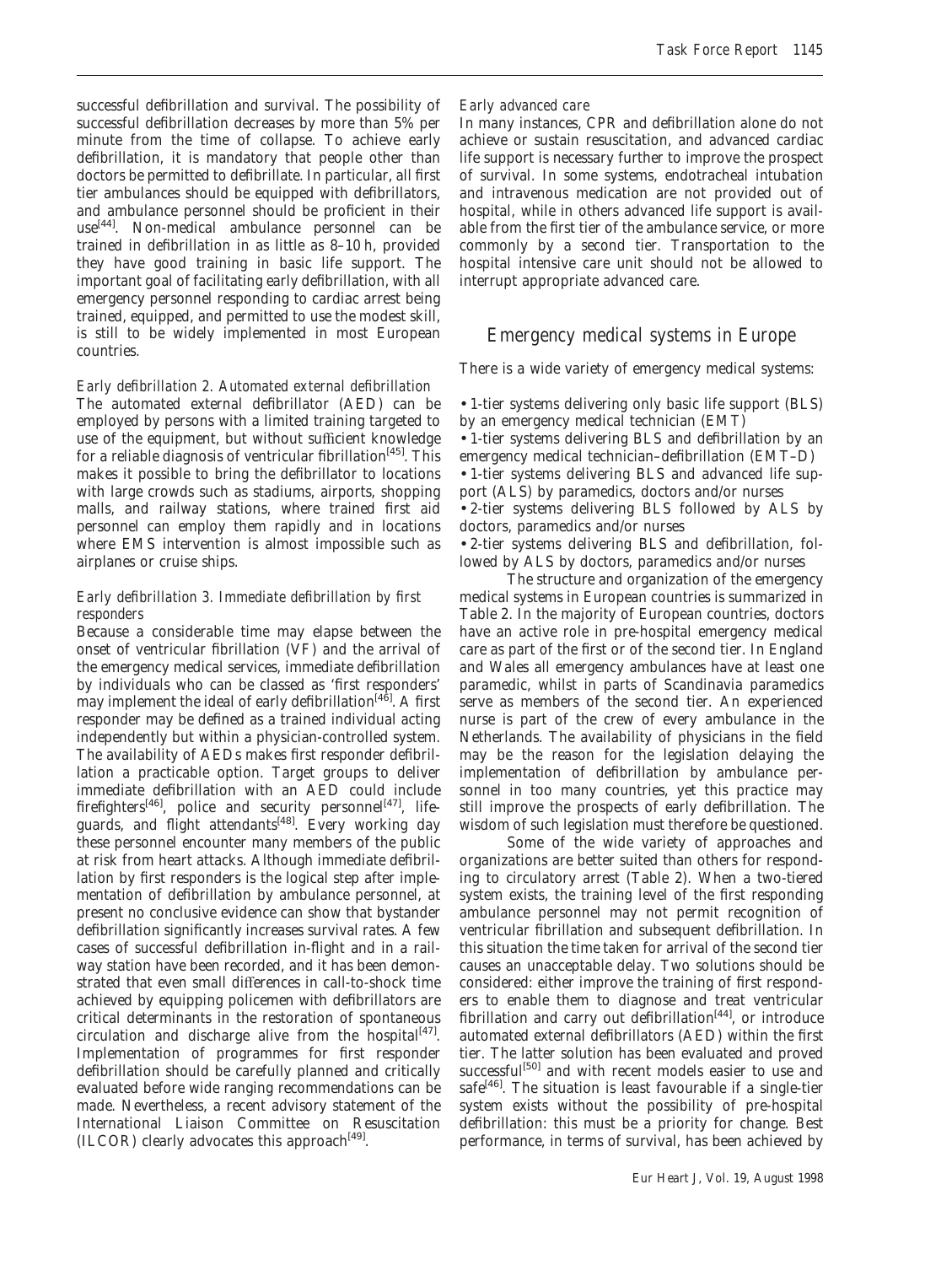successful defibrillation and survival. The possibility of successful defibrillation decreases by more than 5% per minute from the time of collapse. To achieve early defibrillation, it is mandatory that people other than doctors be permitted to defibrillate. In particular, all first tier ambulances should be equipped with defibrillators, and ambulance personnel should be proficient in their use[44]. Non-medical ambulance personnel can be trained in defibrillation in as little as 8–10 h, provided they have good training in basic life support. The important goal of facilitating early defibrillation, with all emergency personnel responding to cardiac arrest being trained, equipped, and permitted to use the modest skill, is still to be widely implemented in most European countries.

*Early defibrillation 2. Automated external defibrillation*
The automated external defibrillator (AED) can be employed by persons with a limited training targeted to use of the equipment, but without sufficient knowledge for a reliable diagnosis of ventricular fibrillation[45]. This makes it possible to bring the defibrillator to locations with large crowds such as stadiums, airports, shopping malls, and railway stations, where trained first aid personnel can employ them rapidly and in locations where EMS intervention is almost impossible such as airplanes or cruise ships.

*Early defibrillation 3. Immediate defibrillation by first responders*
Because a considerable time may elapse between the onset of ventricular fibrillation (VF) and the arrival of the emergency medical services, immediate defibrillation by individuals who can be classed as 'first responders' may implement the ideal of early defibrillation[46]. A first responder may be defined as a trained individual acting independently but within a physician-controlled system. The availability of AEDs makes first responder defibrillation a practicable option. Target groups to deliver immediate defibrillation with an AED could include firefighters[46], police and security personnel[47], lifeguards, and flight attendants[48]. Every working day these personnel encounter many members of the public at risk from heart attacks. Although immediate defibrillation by first responders is the logical step after implementation of defibrillation by ambulance personnel, at present no conclusive evidence can show that bystander defibrillation significantly increases survival rates. A few cases of successful defibrillation in-flight and in a railway station have been recorded, and it has been demonstrated that even small differences in call-to-shock time achieved by equipping policemen with defibrillators are critical determinants in the restoration of spontaneous circulation and discharge alive from the hospital[47]. Implementation of programmes for first responder defibrillation should be carefully planned and critically evaluated before wide ranging recommendations can be made. Nevertheless, a recent advisory statement of the International Liaison Committee on Resuscitation (ILCOR) clearly advocates this approach[49].

*Early advanced care*
In many instances, CPR and defibrillation alone do not achieve or sustain resuscitation, and advanced cardiac life support is necessary further to improve the prospect of survival. In some systems, endotracheal intubation and intravenous medication are not provided out of hospital, while in others advanced life support is available from the first tier of the ambulance service, or more commonly by a second tier. Transportation to the hospital intensive care unit should not be allowed to interrupt appropriate advanced care.

## Emergency medical systems in Europe

There is a wide variety of emergency medical systems:

- 1-tier systems delivering only basic life support (BLS) by an emergency medical technician (EMT)
- 1-tier systems delivering BLS and defibrillation by an emergency medical technician–defibrillation (EMT–D)
- 1-tier systems delivering BLS and advanced life support (ALS) by paramedics, doctors and/or nurses
- 2-tier systems delivering BLS followed by ALS by doctors, paramedics and/or nurses
- 2-tier systems delivering BLS and defibrillation, followed by ALS by doctors, paramedics and/or nurses

The structure and organization of the emergency medical systems in European countries is summarized in Table 2. In the majority of European countries, doctors have an active role in pre-hospital emergency medical care as part of the first or of the second tier. In England and Wales all emergency ambulances have at least one paramedic, whilst in parts of Scandinavia paramedics serve as members of the second tier. An experienced nurse is part of the crew of every ambulance in the Netherlands. The availability of physicians in the field may be the reason for the legislation delaying the implementation of defibrillation by ambulance personnel in too many countries, yet this practice may still improve the prospects of early defibrillation. The wisdom of such legislation must therefore be questioned.

Some of the wide variety of approaches and organizations are better suited than others for responding to circulatory arrest (Table 2). When a two-tiered system exists, the training level of the first responding ambulance personnel may not permit recognition of ventricular fibrillation and subsequent defibrillation. In this situation the time taken for arrival of the second tier causes an unacceptable delay. Two solutions should be considered: either improve the training of first responders to enable them to diagnose and treat ventricular fibrillation and carry out defibrillation[44], or introduce automated external defibrillators (AED) within the first tier. The latter solution has been evaluated and proved successful[50] and with recent models easier to use and safe[46]. The situation is least favourable if a single-tier system exists without the possibility of pre-hospital defibrillation: this must be a priority for change. Best performance, in terms of survival, has been achieved by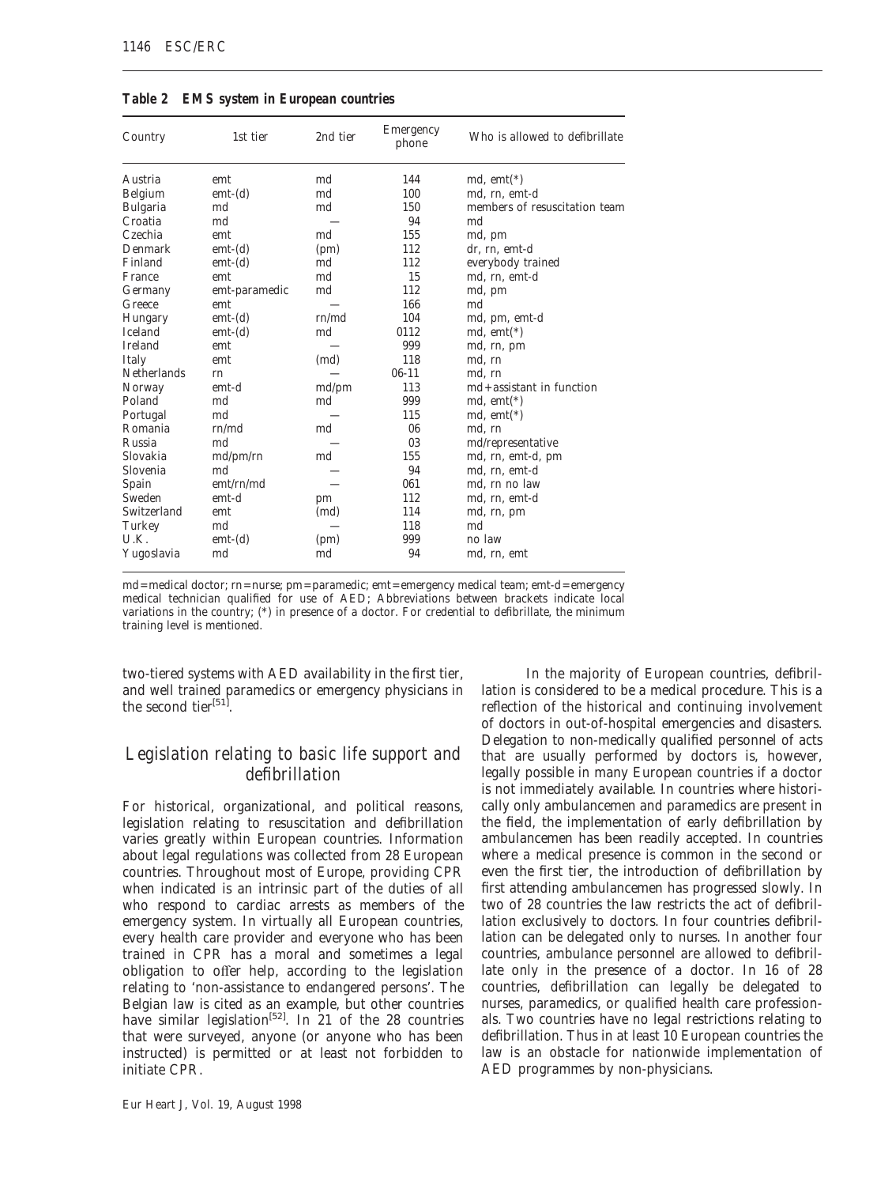**Table 2 EMS system in European countries**

| Country | 1st tier | 2nd tier | Emergency phone | Who is allowed to defibrillate |
|---|---|---|---|---|
| Austria | emt | md | 144 | md, emt(*) |
| Belgium | emt-(d) | md | 100 | md, rn, emt-d |
| Bulgaria | md | md | 150 | members of resuscitation team |
| Croatia | md | — | 94 | md |
| Czechia | emt | md | 155 | md, pm |
| Denmark | emt-(d) | (pm) | 112 | dr, rn, emt-d |
| Finland | emt-(d) | md | 112 | everybody trained |
| France | emt | md | 15 | md, rn, emt-d |
| Germany | emt-paramedic | md | 112 | md, pm |
| Greece | emt | — | 166 | md |
| Hungary | emt-(d) | rn/md | 104 | md, pm, emt-d |
| Iceland | emt-(d) | md | 0112 | md, emt(*) |
| Ireland | emt | — | 999 | md, rn, pm |
| Italy | emt | (md) | 118 | md, rn |
| Netherlands | rn | — | 06-11 | md, rn |
| Norway | emt-d | md/pm | 113 | md+assistant in function |
| Poland | md | md | 999 | md, emt(*) |
| Portugal | md | — | 115 | md, emt(*) |
| Romania | rn/md | md | 06 | md, rn |
| Russia | md | — | 03 | md/representative |
| Slovakia | md/pm/rn | md | 155 | md, rn, emt-d, pm |
| Slovenia | md | — | 94 | md, rn, emt-d |
| Spain | emt/rn/md | — | 061 | md, rn no law |
| Sweden | emt-d | pm | 112 | md, rn, emt-d |
| Switzerland | emt | (md) | 114 | md, rn, pm |
| Turkey | md | — | 118 | md |
| U.K. | emt-(d) | (pm) | 999 | no law |
| Yugoslavia | md | md | 94 | md, rn, emt |

md=medical doctor; rn=nurse; pm=paramedic; emt=emergency medical team; emt-d=emergency medical technician qualified for use of AED; Abbreviations between brackets indicate local variations in the country; (*) in presence of a doctor. For credential to defibrillate, the minimum training level is mentioned.

two-tiered systems with AED availability in the first tier, and well trained paramedics or emergency physicians in the second tier[51].

## Legislation relating to basic life support and defibrillation

For historical, organizational, and political reasons, legislation relating to resuscitation and defibrillation varies greatly within European countries. Information about legal regulations was collected from 28 European countries. Throughout most of Europe, providing CPR when indicated is an intrinsic part of the duties of all who respond to cardiac arrests as members of the emergency system. In virtually all European countries, every health care provider and everyone who has been trained in CPR has a moral and sometimes a legal obligation to offer help, according to the legislation relating to 'non-assistance to endangered persons'. The Belgian law is cited as an example, but other countries have similar legislation[52]. In 21 of the 28 countries that were surveyed, anyone (or anyone who has been instructed) is permitted or at least not forbidden to initiate CPR.

In the majority of European countries, defibrillation is considered to be a medical procedure. This is a reflection of the historical and continuing involvement of doctors in out-of-hospital emergencies and disasters. Delegation to non-medically qualified personnel of acts that are usually performed by doctors is, however, legally possible in many European countries if a doctor is not immediately available. In countries where historically only ambulancemen and paramedics are present in the field, the implementation of early defibrillation by ambulancemen has been readily accepted. In countries where a medical presence is common in the second or even the first tier, the introduction of defibrillation by first attending ambulancemen has progressed slowly. In two of 28 countries the law restricts the act of defibrillation exclusively to doctors. In four countries defibrillation can be delegated only to nurses. In another four countries, ambulance personnel are allowed to defibrillate only in the presence of a doctor. In 16 of 28 countries, defibrillation can legally be delegated to nurses, paramedics, or qualified health care professionals. Two countries have no legal restrictions relating to defibrillation. Thus in at least 10 European countries the law is an obstacle for nationwide implementation of AED programmes by non-physicians.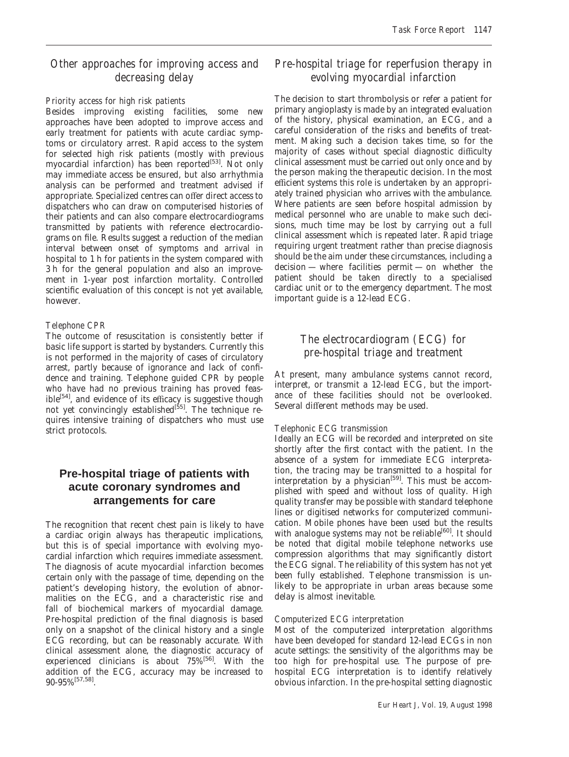## Other approaches for improving access and decreasing delay

### *Priority access for high risk patients*

Besides improving existing facilities, some new approaches have been adopted to improve access and early treatment for patients with acute cardiac symptoms or circulatory arrest. Rapid access to the system for selected high risk patients (mostly with previous myocardial infarction) has been reported[53]. Not only may immediate access be ensured, but also arrhythmia analysis can be performed and treatment advised if appropriate. Specialized centres can offer direct access to dispatchers who can draw on computerised histories of their patients and can also compare electrocardiograms transmitted by patients with reference electrocardiograms on file. Results suggest a reduction of the median interval between onset of symptoms and arrival in hospital to 1 h for patients in the system compared with 3 h for the general population and also an improvement in 1-year post infarction mortality. Controlled scientific evaluation of this concept is not yet available, however.

### *Telephone CPR*

The outcome of resuscitation is consistently better if basic life support is started by bystanders. Currently this is not performed in the majority of cases of circulatory arrest, partly because of ignorance and lack of confidence and training. Telephone guided CPR by people who have had no previous training has proved feasible[54], and evidence of its efficacy is suggestive though not yet convincingly established[55]. The technique requires intensive training of dispatchers who must use strict protocols.

# Pre-hospital triage of patients with acute coronary syndromes and arrangements for care

The recognition that recent chest pain is likely to have a cardiac origin always has therapeutic implications, but this is of special importance with evolving myocardial infarction which requires immediate assessment. The diagnosis of acute myocardial infarction becomes certain only with the passage of time, depending on the patient's developing history, the evolution of abnormalities on the ECG, and a characteristic rise and fall of biochemical markers of myocardial damage. Pre-hospital prediction of the final diagnosis is based only on a snapshot of the clinical history and a single ECG recording, but can be reasonably accurate. With clinical assessment alone, the diagnostic accuracy of experienced clinicians is about 75%[56]. With the addition of the ECG, accuracy may be increased to 90–95%[57,58].

## Pre-hospital triage for reperfusion therapy in evolving myocardial infarction

The decision to start thrombolysis or refer a patient for primary angioplasty is made by an integrated evaluation of the history, physical examination, an ECG, and a careful consideration of the risks and benefits of treatment. Making such a decision takes time, so for the majority of cases without special diagnostic difficulty clinical assessment must be carried out only once and by the person making the therapeutic decision. In the most efficient systems this role is undertaken by an appropriately trained physician who arrives with the ambulance. Where patients are seen before hospital admission by medical personnel who are unable to make such decisions, much time may be lost by carrying out a full clinical assessment which is repeated later. Rapid triage requiring urgent treatment rather than precise diagnosis should be the aim under these circumstances, including a decision — where facilities permit — on whether the patient should be taken directly to a specialised cardiac unit or to the emergency department. The most important guide is a 12-lead ECG.

## The electrocardiogram (ECG) for pre-hospital triage and treatment

At present, many ambulance systems cannot record, interpret, or transmit a 12-lead ECG, but the importance of these facilities should not be overlooked. Several different methods may be used.

### *Telephonic ECG transmission*

Ideally an ECG will be recorded and interpreted on site shortly after the first contact with the patient. In the absence of a system for immediate ECG interpretation, the tracing may be transmitted to a hospital for interpretation by a physician[59]. This must be accomplished with speed and without loss of quality. High quality transfer may be possible with standard telephone lines or digitised networks for computerized communication. Mobile phones have been used but the results with analogue systems may not be reliable[60]. It should be noted that digital mobile telephone networks use compression algorithms that may significantly distort the ECG signal. The reliability of this system has not yet been fully established. Telephone transmission is unlikely to be appropriate in urban areas because some delay is almost inevitable.

### *Computerized ECG interpretation*

Most of the computerized interpretation algorithms have been developed for standard 12-lead ECGs in non acute settings: the sensitivity of the algorithms may be too high for pre-hospital use. The purpose of pre-hospital ECG interpretation is to identify relatively obvious infarction. In the pre-hospital setting diagnostic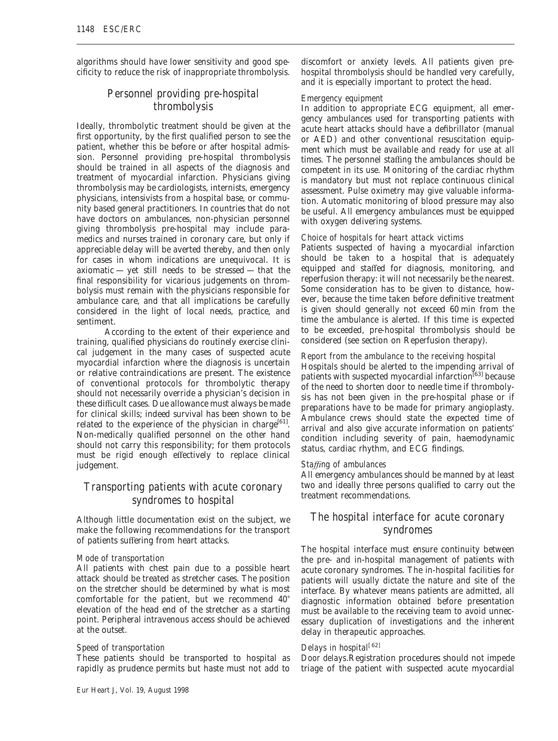algorithms should have lower sensitivity and good specificity to reduce the risk of inappropriate thrombolysis.

## Personnel providing pre-hospital thrombolysis

Ideally, thrombolytic treatment should be given at the first opportunity, by the first qualified person to see the patient, whether this be before or after hospital admission. Personnel providing pre-hospital thrombolysis should be trained in all aspects of the diagnosis and treatment of myocardial infarction. Physicians giving thrombolysis may be cardiologists, internists, emergency physicians, intensivists from a hospital base, or community based general practitioners. In countries that do not have doctors on ambulances, non-physician personnel giving thrombolysis pre-hospital may include paramedics and nurses trained in coronary care, but only if appreciable delay will be averted thereby, and then only for cases in whom indications are unequivocal. It is axiomatic — yet still needs to be stressed — that the final responsibility for vicarious judgements on thrombolysis must remain with the physicians responsible for ambulance care, and that all implications be carefully considered in the light of local needs, practice, and sentiment.

According to the extent of their experience and training, qualified physicians do routinely exercise clinical judgement in the many cases of suspected acute myocardial infarction where the diagnosis is uncertain or relative contraindications are present. The existence of conventional protocols for thrombolytic therapy should not necessarily override a physician's decision in these difficult cases. Due allowance must always be made for clinical skills; indeed survival has been shown to be related to the experience of the physician in charge[61]. Non-medically qualified personnel on the other hand should not carry this responsibility; for them protocols must be rigid enough effectively to replace clinical judgement.

## Transporting patients with acute coronary syndromes to hospital

Although little documentation exist on the subject, we make the following recommendations for the transport of patients suffering from heart attacks.

### *Mode of transportation*

All patients with chest pain due to a possible heart attack should be treated as stretcher cases. The position on the stretcher should be determined by what is most comfortable for the patient, but we recommend 40° elevation of the head end of the stretcher as a starting point. Peripheral intravenous access should be achieved at the outset.

### *Speed of transportation*

These patients should be transported to hospital as rapidly as prudence permits but haste must not add to discomfort or anxiety levels. All patients given pre-hospital thrombolysis should be handled very carefully, and it is especially important to protect the head.

### *Emergency equipment*

In addition to appropriate ECG equipment, all emergency ambulances used for transporting patients with acute heart attacks should have a defibrillator (manual or AED) and other conventional resuscitation equipment which must be available and ready for use at all times. The personnel staffing the ambulances should be competent in its use. Monitoring of the cardiac rhythm is mandatory but must not replace continuous clinical assessment. Pulse oximetry may give valuable information. Automatic monitoring of blood pressure may also be useful. All emergency ambulances must be equipped with oxygen delivering systems.

### *Choice of hospitals for heart attack victims*

Patients suspected of having a myocardial infarction should be taken to a hospital that is adequately equipped and staffed for diagnosis, monitoring, and reperfusion therapy: it will not necessarily be the nearest. Some consideration has to be given to distance, however, because the time taken before definitive treatment is given should generally not exceed 60 min from the time the ambulance is alerted. If this time is expected to be exceeded, pre-hospital thrombolysis should be considered (see section on Reperfusion therapy).

### *Report from the ambulance to the receiving hospital*

Hospitals should be alerted to the impending arrival of patients with suspected myocardial infarction[63] because of the need to shorten door to needle time if thrombolysis has not been given in the pre-hospital phase or if preparations have to be made for primary angioplasty. Ambulance crews should state the expected time of arrival and also give accurate information on patients' condition including severity of pain, haemodynamic status, cardiac rhythm, and ECG findings.

### *Staffing of ambulances*

All emergency ambulances should be manned by at least two and ideally three persons qualified to carry out the treatment recommendations.

## The hospital interface for acute coronary syndromes

The hospital interface must ensure continuity between the pre- and in-hospital management of patients with acute coronary syndromes. The in-hospital facilities for patients will usually dictate the nature and site of the interface. By whatever means patients are admitted, all diagnostic information obtained before presentation must be available to the receiving team to avoid unnecessary duplication of investigations and the inherent delay in therapeutic approaches.

### *Delays in hospital*[62]

*Door delays.* Registration procedures should not impede triage of the patient with suspected acute myocardial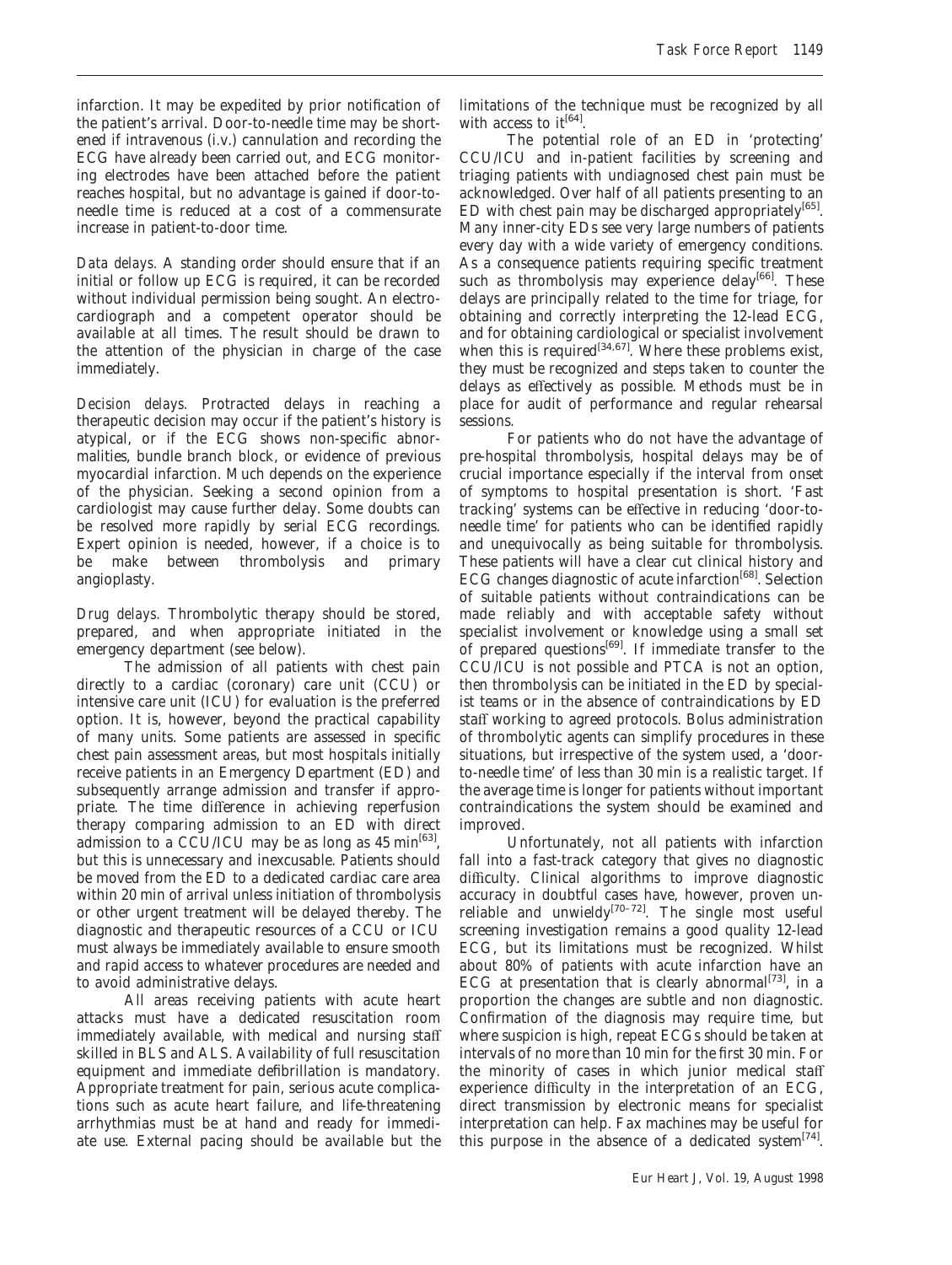infarction. It may be expedited by prior notification of the patient's arrival. Door-to-needle time may be shortened if intravenous (i.v.) cannulation and recording the ECG have already been carried out, and ECG monitoring electrodes have been attached before the patient reaches hospital, but no advantage is gained if door-to-needle time is reduced at a cost of a commensurate increase in patient-to-door time.

*Data delays.* A standing order should ensure that if an initial or follow up ECG is required, it can be recorded without individual permission being sought. An electrocardiograph and a competent operator should be available at all times. The result should be drawn to the attention of the physician in charge of the case immediately.

*Decision delays.* Protracted delays in reaching a therapeutic decision may occur if the patient's history is atypical, or if the ECG shows non-specific abnormalities, bundle branch block, or evidence of previous myocardial infarction. Much depends on the experience of the physician. Seeking a second opinion from a cardiologist may cause further delay. Some doubts can be resolved more rapidly by serial ECG recordings. Expert opinion is needed, however, if a choice is to be make between thrombolysis and primary angioplasty.

*Drug delays.* Thrombolytic therapy should be stored, prepared, and when appropriate initiated in the emergency department (see below).

The admission of all patients with chest pain directly to a cardiac (coronary) care unit (CCU) or intensive care unit (ICU) for evaluation is the preferred option. It is, however, beyond the practical capability of many units. Some patients are assessed in specific chest pain assessment areas, but most hospitals initially receive patients in an Emergency Department (ED) and subsequently arrange admission and transfer if appropriate. The time difference in achieving reperfusion therapy comparing admission to an ED with direct admission to a CCU/ICU may be as long as 45 min[63], but this is unnecessary and inexcusable. Patients should be moved from the ED to a dedicated cardiac care area within 20 min of arrival unless initiation of thrombolysis or other urgent treatment will be delayed thereby. The diagnostic and therapeutic resources of a CCU or ICU must always be immediately available to ensure smooth and rapid access to whatever procedures are needed and to avoid administrative delays.

All areas receiving patients with acute heart attacks must have a dedicated resuscitation room immediately available, with medical and nursing staff skilled in BLS and ALS. Availability of full resuscitation equipment and immediate defibrillation is mandatory. Appropriate treatment for pain, serious acute complications such as acute heart failure, and life-threatening arrhythmias must be at hand and ready for immediate use. External pacing should be available but the limitations of the technique must be recognized by all with access to it[64].

The potential role of an ED in 'protecting' CCU/ICU and in-patient facilities by screening and triaging patients with undiagnosed chest pain must be acknowledged. Over half of all patients presenting to an ED with chest pain may be discharged appropriately[65]. Many inner-city EDs see very large numbers of patients every day with a wide variety of emergency conditions. As a consequence patients requiring specific treatment such as thrombolysis may experience delay[66]. These delays are principally related to the time for triage, for obtaining and correctly interpreting the 12-lead ECG, and for obtaining cardiological or specialist involvement when this is required[34,67]. Where these problems exist, they must be recognized and steps taken to counter the delays as effectively as possible. Methods must be in place for audit of performance and regular rehearsal sessions.

For patients who do not have the advantage of pre-hospital thrombolysis, hospital delays may be of crucial importance especially if the interval from onset of symptoms to hospital presentation is short. 'Fast tracking' systems can be effective in reducing 'door-to-needle time' for patients who can be identified rapidly and unequivocally as being suitable for thrombolysis. These patients will have a clear cut clinical history and ECG changes diagnostic of acute infarction[68]. Selection of suitable patients without contraindications can be made reliably and with acceptable safety without specialist involvement or knowledge using a small set of prepared questions[69]. If immediate transfer to the CCU/ICU is not possible and PTCA is not an option, then thrombolysis can be initiated in the ED by specialist teams or in the absence of contraindications by ED staff working to agreed protocols. Bolus administration of thrombolytic agents can simplify procedures in these situations, but irrespective of the system used, a 'door-to-needle time' of less than 30 min is a realistic target. If the average time is longer for patients without important contraindications the system should be examined and improved.

Unfortunately, not all patients with infarction fall into a fast-track category that gives no diagnostic difficulty. Clinical algorithms to improve diagnostic accuracy in doubtful cases have, however, proven unreliable and unwieldy[70–72]. The single most useful screening investigation remains a good quality 12-lead ECG, but its limitations must be recognized. Whilst about 80% of patients with acute infarction have an ECG at presentation that is clearly abnormal[73], in a proportion the changes are subtle and non diagnostic. Confirmation of the diagnosis may require time, but where suspicion is high, repeat ECGs should be taken at intervals of no more than 10 min for the first 30 min. For the minority of cases in which junior medical staff experience difficulty in the interpretation of an ECG, direct transmission by electronic means for specialist interpretation can help. Fax machines may be useful for this purpose in the absence of a dedicated system[74].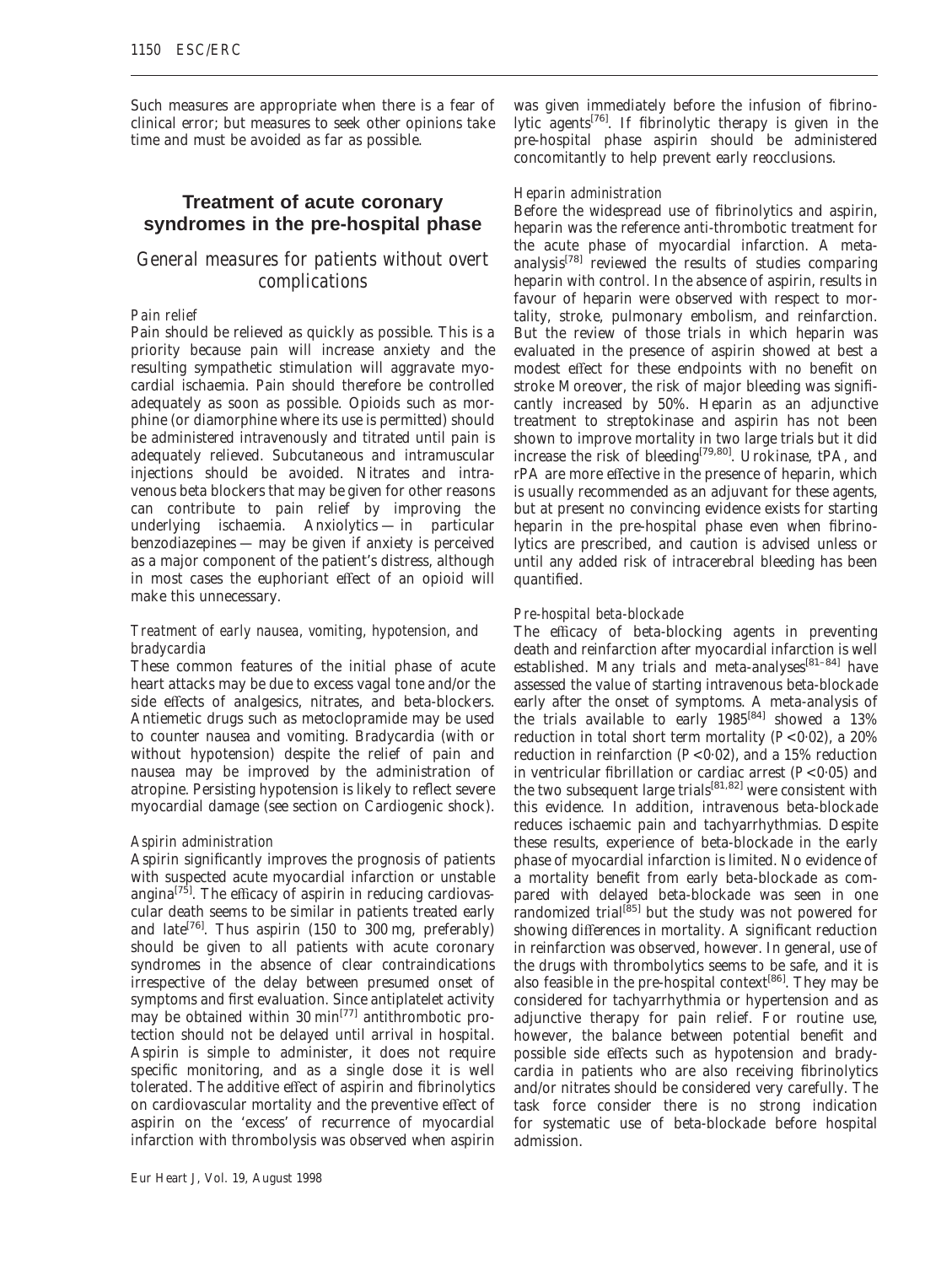Such measures are appropriate when there is a fear of clinical error; but measures to seek other opinions take time and must be avoided as far as possible.

## Treatment of acute coronary syndromes in the pre-hospital phase

### General measures for patients without overt complications

#### *Pain relief*

Pain should be relieved as quickly as possible. This is a priority because pain will increase anxiety and the resulting sympathetic stimulation will aggravate myocardial ischaemia. Pain should therefore be controlled adequately as soon as possible. Opioids such as morphine (or diamorphine where its use is permitted) should be administered intravenously and titrated until pain is adequately relieved. Subcutaneous and intramuscular injections should be avoided. Nitrates and intravenous beta blockers that may be given for other reasons can contribute to pain relief by improving the underlying ischaemia. Anxiolytics — in particular benzodiazepines — may be given if anxiety is perceived as a major component of the patient's distress, although in most cases the euphoriant effect of an opioid will make this unnecessary.

#### *Treatment of early nausea, vomiting, hypotension, and bradycardia*

These common features of the initial phase of acute heart attacks may be due to excess vagal tone and/or the side effects of analgesics, nitrates, and beta-blockers. Antiemetic drugs such as metoclopramide may be used to counter nausea and vomiting. Bradycardia (with or without hypotension) despite the relief of pain and nausea may be improved by the administration of atropine. Persisting hypotension is likely to reflect severe myocardial damage (see section on Cardiogenic shock).

#### *Aspirin administration*

Aspirin significantly improves the prognosis of patients with suspected acute myocardial infarction or unstable angina[75]. The efficacy of aspirin in reducing cardiovascular death seems to be similar in patients treated early and late[76]. Thus aspirin (150 to 300 mg, preferably) should be given to all patients with acute coronary syndromes in the absence of clear contraindications irrespective of the delay between presumed onset of symptoms and first evaluation. Since antiplatelet activity may be obtained within 30 min[77] antithrombotic protection should not be delayed until arrival in hospital. Aspirin is simple to administer, it does not require specific monitoring, and as a single dose it is well tolerated. The additive effect of aspirin and fibrinolytics on cardiovascular mortality and the preventive effect of aspirin on the 'excess' of recurrence of myocardial infarction with thrombolysis was observed when aspirin was given immediately before the infusion of fibrinolytic agents[76]. If fibrinolytic therapy is given in the pre-hospital phase aspirin should be administered concomitantly to help prevent early reocclusions.

#### *Heparin administration*

Before the widespread use of fibrinolytics and aspirin, heparin was the reference anti-thrombotic treatment for the acute phase of myocardial infarction. A meta-analysis[78] reviewed the results of studies comparing heparin with control. In the absence of aspirin, results in favour of heparin were observed with respect to mortality, stroke, pulmonary embolism, and reinfarction. But the review of those trials in which heparin was evaluated in the presence of aspirin showed at best a modest effect for these endpoints with no benefit on stroke Moreover, the risk of major bleeding was significantly increased by 50%. Heparin as an adjunctive treatment to streptokinase and aspirin has not been shown to improve mortality in two large trials but it did increase the risk of bleeding[79,80]. Urokinase, tPA, and rPA are more effective in the presence of heparin, which is usually recommended as an adjuvant for these agents, but at present no convincing evidence exists for starting heparin in the pre-hospital phase even when fibrinolytics are prescribed, and caution is advised unless or until any added risk of intracerebral bleeding has been quantified.

#### *Pre-hospital beta-blockade*

The efficacy of beta-blocking agents in preventing death and reinfarction after myocardial infarction is well established. Many trials and meta-analyses[81–84] have assessed the value of starting intravenous beta-blockade early after the onset of symptoms. A meta-analysis of the trials available to early 1985[84] showed a 13% reduction in total short term mortality ($P<0{\cdot}02$), a 20% reduction in reinfarction ($P<0{\cdot}02$), and a 15% reduction in ventricular fibrillation or cardiac arrest ($P<0{\cdot}05$) and the two subsequent large trials[81,82] were consistent with this evidence. In addition, intravenous beta-blockade reduces ischaemic pain and tachyarrhythmias. Despite these results, experience of beta-blockade in the early phase of myocardial infarction is limited. No evidence of a mortality benefit from early beta-blockade as compared with delayed beta-blockade was seen in one randomized trial[85] but the study was not powered for showing differences in mortality. A significant reduction in reinfarction was observed, however. In general, use of the drugs with thrombolytics seems to be safe, and it is also feasible in the pre-hospital context[86]. They may be considered for tachyarrhythmia or hypertension and as adjunctive therapy for pain relief. For routine use, however, the balance between potential benefit and possible side effects such as hypotension and bradycardia in patients who are also receiving fibrinolytics and/or nitrates should be considered very carefully. The task force consider there is no strong indication for systematic use of beta-blockade before hospital admission.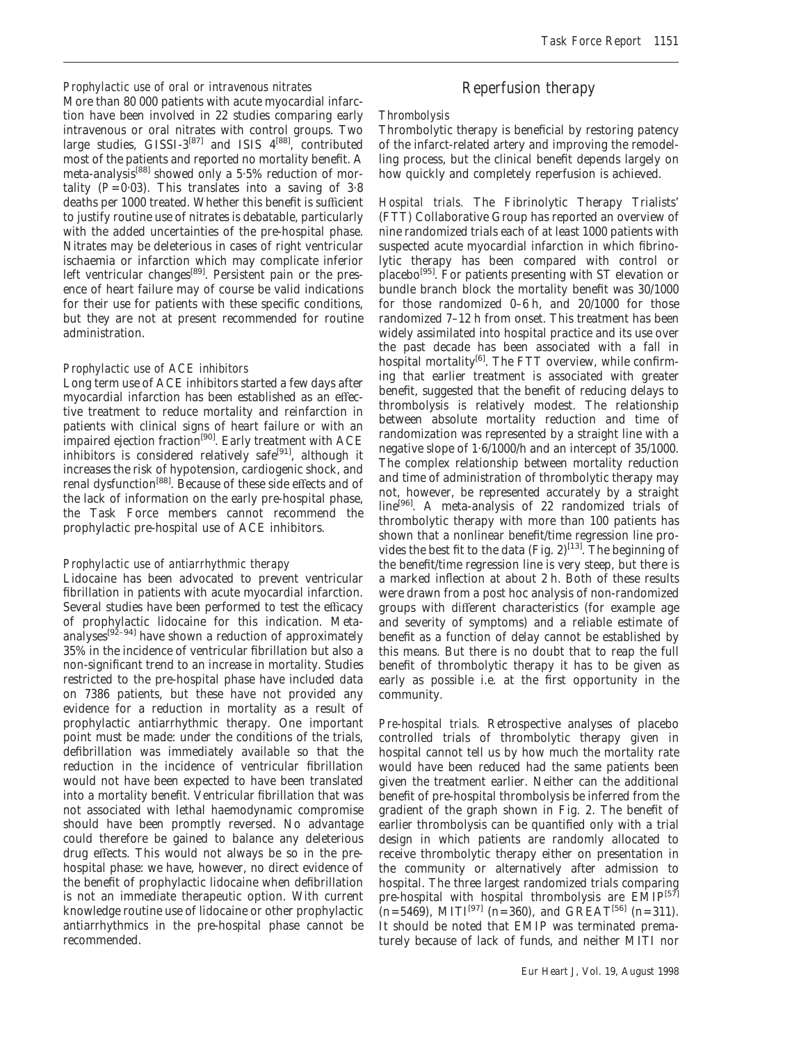*Prophylactic use of oral or intravenous nitrates*

More than 80 000 patients with acute myocardial infarction have been involved in 22 studies comparing early intravenous or oral nitrates with control groups. Two large studies, GISSI-3[87] and ISIS 4[88], contributed most of the patients and reported no mortality benefit. A meta-analysis[88] showed only a 5·5% reduction of mortality (P=0·03). This translates into a saving of 3·8 deaths per 1000 treated. Whether this benefit is sufficient to justify routine use of nitrates is debatable, particularly with the added uncertainties of the pre-hospital phase. Nitrates may be deleterious in cases of right ventricular ischaemia or infarction which may complicate inferior left ventricular changes[89]. Persistent pain or the presence of heart failure may of course be valid indications for their use for patients with these specific conditions, but they are not at present recommended for routine administration.

*Prophylactic use of ACE inhibitors*

Long term use of ACE inhibitors started a few days after myocardial infarction has been established as an effective treatment to reduce mortality and reinfarction in patients with clinical signs of heart failure or with an impaired ejection fraction[90]. Early treatment with ACE inhibitors is considered relatively safe[91], although it increases the risk of hypotension, cardiogenic shock, and renal dysfunction[88]. Because of these side effects and of the lack of information on the early pre-hospital phase, the Task Force members cannot recommend the prophylactic pre-hospital use of ACE inhibitors.

*Prophylactic use of antiarrhythmic therapy*

Lidocaine has been advocated to prevent ventricular fibrillation in patients with acute myocardial infarction. Several studies have been performed to test the efficacy of prophylactic lidocaine for this indication. Meta-analyses[92–94] have shown a reduction of approximately 35% in the incidence of ventricular fibrillation but also a non-significant trend to an increase in mortality. Studies restricted to the pre-hospital phase have included data on 7386 patients, but these have not provided any evidence for a reduction in mortality as a result of prophylactic antiarrhythmic therapy. One important point must be made: under the conditions of the trials, defibrillation was immediately available so that the reduction in the incidence of ventricular fibrillation would not have been expected to have been translated into a mortality benefit. Ventricular fibrillation that was not associated with lethal haemodynamic compromise should have been promptly reversed. No advantage could therefore be gained to balance any deleterious drug effects. This would not always be so in the pre-hospital phase: we have, however, no direct evidence of the benefit of prophylactic lidocaine when defibrillation is not an immediate therapeutic option. With current knowledge routine use of lidocaine or other prophylactic antiarrhythmics in the pre-hospital phase cannot be recommended.

## Reperfusion therapy

*Thrombolysis*

Thrombolytic therapy is beneficial by restoring patency of the infarct-related artery and improving the remodelling process, but the clinical benefit depends largely on how quickly and completely reperfusion is achieved.

*Hospital trials.* The Fibrinolytic Therapy Trialists' (FTT) Collaborative Group has reported an overview of nine randomized trials each of at least 1000 patients with suspected acute myocardial infarction in which fibrinolytic therapy has been compared with control or placebo[95]. For patients presenting with ST elevation or bundle branch block the mortality benefit was 30/1000 for those randomized 0–6 h, and 20/1000 for those randomized 7–12 h from onset. This treatment has been widely assimilated into hospital practice and its use over the past decade has been associated with a fall in hospital mortality[6]. The FTT overview, while confirming that earlier treatment is associated with greater benefit, suggested that the benefit of reducing delays to thrombolysis is relatively modest. The relationship between absolute mortality reduction and time of randomization was represented by a straight line with a negative slope of 1·6/1000/h and an intercept of 35/1000. The complex relationship between mortality reduction and time of administration of thrombolytic therapy may not, however, be represented accurately by a straight line[96]. A meta-analysis of 22 randomized trials of thrombolytic therapy with more than 100 patients has shown that a nonlinear benefit/time regression line provides the best fit to the data (Fig. 2)[13]. The beginning of the benefit/time regression line is very steep, but there is a marked inflection at about 2 h. Both of these results were drawn from a post hoc analysis of non-randomized groups with different characteristics (for example age and severity of symptoms) and a reliable estimate of benefit as a function of delay cannot be established by this means. But there is no doubt that to reap the full benefit of thrombolytic therapy it has to be given as early as possible i.e. at the first opportunity in the community.

*Pre-hospital trials.* Retrospective analyses of placebo controlled trials of thrombolytic therapy given in hospital cannot tell us by how much the mortality rate would have been reduced had the same patients been given the treatment earlier. Neither can the additional benefit of pre-hospital thrombolysis be inferred from the gradient of the graph shown in Fig. 2. The benefit of earlier thrombolysis can be quantified only with a trial design in which patients are randomly allocated to receive thrombolytic therapy either on presentation in the community or alternatively after admission to hospital. The three largest randomized trials comparing pre-hospital with hospital thrombolysis are EMIP[57] (n=5469), MITI[97] (n=360), and GREAT[56] (n=311). It should be noted that EMIP was terminated prematurely because of lack of funds, and neither MITI nor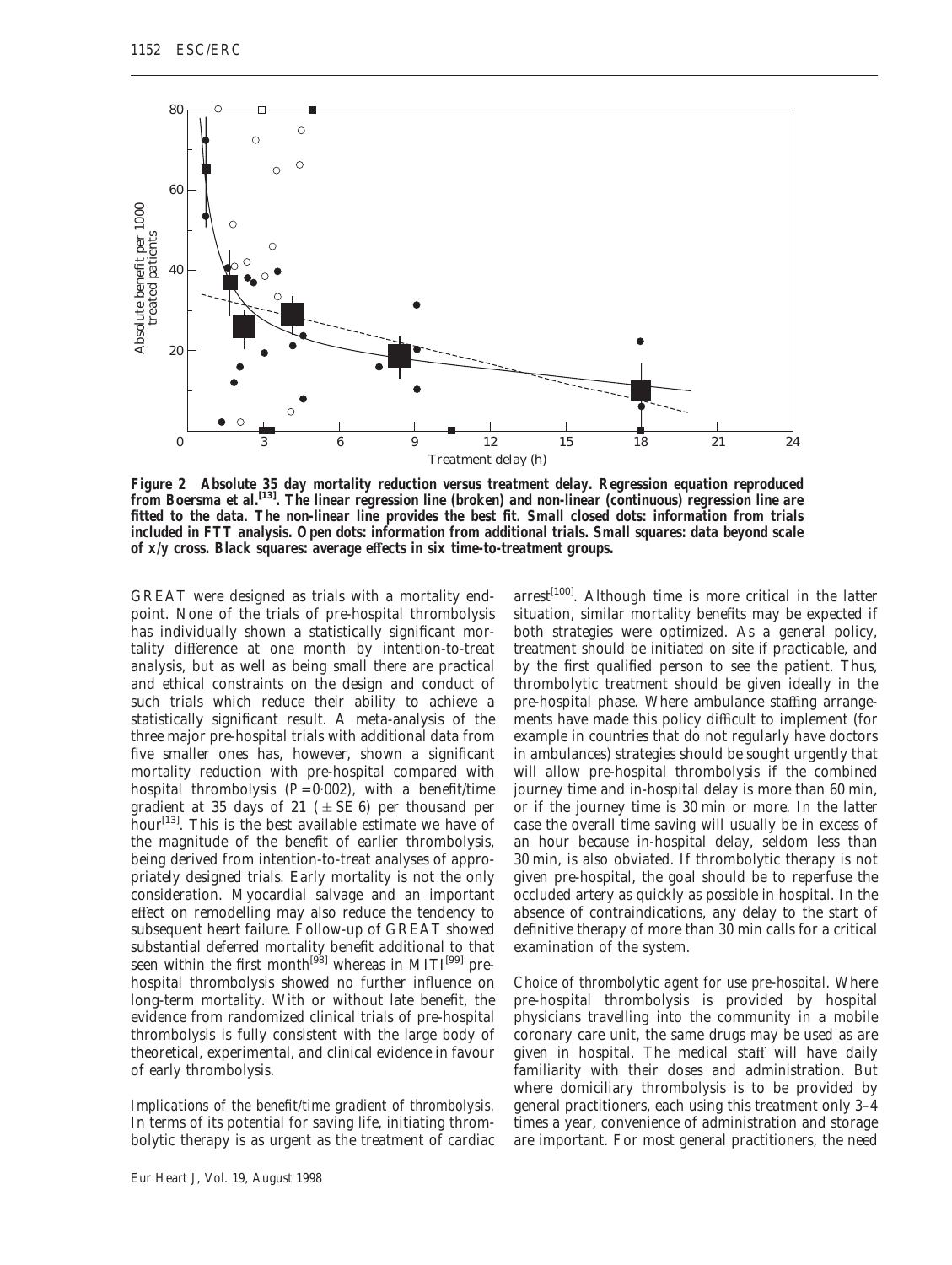80

60

40

20

0

Absolute benefit per 1000 treated patients

0 3 6 9 12 15 18 21 24

Treatment delay (h)

**Figure 2 Absolute 35 day mortality reduction versus treatment delay. Regression equation reproduced from Boersma et al.[13]. The linear regression line (broken) and non-linear (continuous) regression line are fitted to the data. The non-linear line provides the best fit. Small closed dots: information from trials included in FTT analysis. Open dots: information from additional trials. Small squares: data beyond scale of x/y cross. Black squares: average effects in six time-to-treatment groups.**

GREAT were designed as trials with a mortality endpoint. None of the trials of pre-hospital thrombolysis has individually shown a statistically significant mortality difference at one month by intention-to-treat analysis, but as well as being small there are practical and ethical constraints on the design and conduct of such trials which reduce their ability to achieve a statistically significant result. A meta-analysis of the three major pre-hospital trials with additional data from five smaller ones has, however, shown a significant mortality reduction with pre-hospital compared with hospital thrombolysis ($P=0{\cdot}002$), with a benefit/time gradient at 35 days of 21 ($\pm$ SE 6) per thousand per hour[13]. This is the best available estimate we have of the magnitude of the benefit of earlier thrombolysis, being derived from intention-to-treat analyses of appropriately designed trials. Early mortality is not the only consideration. Myocardial salvage and an important effect on remodelling may also reduce the tendency to subsequent heart failure. Follow-up of GREAT showed substantial deferred mortality benefit additional to that seen within the first month[98] whereas in MITI[99] pre-hospital thrombolysis showed no further influence on long-term mortality. With or without late benefit, the evidence from randomized clinical trials of pre-hospital thrombolysis is fully consistent with the large body of theoretical, experimental, and clinical evidence in favour of early thrombolysis.

*Implications of the benefit/time gradient of thrombolysis.* In terms of its potential for saving life, initiating thrombolytic therapy is as urgent as the treatment of cardiac arrest[100]. Although time is more critical in the latter situation, similar mortality benefits may be expected if both strategies were optimized. As a general policy, treatment should be initiated on site if practicable, and by the first qualified person to see the patient. Thus, thrombolytic treatment should be given ideally in the pre-hospital phase. Where ambulance staffing arrangements have made this policy difficult to implement (for example in countries that do not regularly have doctors in ambulances) strategies should be sought urgently that will allow pre-hospital thrombolysis if the combined journey time and in-hospital delay is more than 60 min, or if the journey time is 30 min or more. In the latter case the overall time saving will usually be in excess of an hour because in-hospital delay, seldom less than 30 min, is also obviated. If thrombolytic therapy is not given pre-hospital, the goal should be to reperfuse the occluded artery as quickly as possible in hospital. In the absence of contraindications, any delay to the start of definitive therapy of more than 30 min calls for a critical examination of the system.

*Choice of thrombolytic agent for use pre-hospital.* Where pre-hospital thrombolysis is provided by hospital physicians travelling into the community in a mobile coronary care unit, the same drugs may be used as are given in hospital. The medical staff will have daily familiarity with their doses and administration. But where domiciliary thrombolysis is to be provided by general practitioners, each using this treatment only 3–4 times a year, convenience of administration and storage are important. For most general practitioners, the need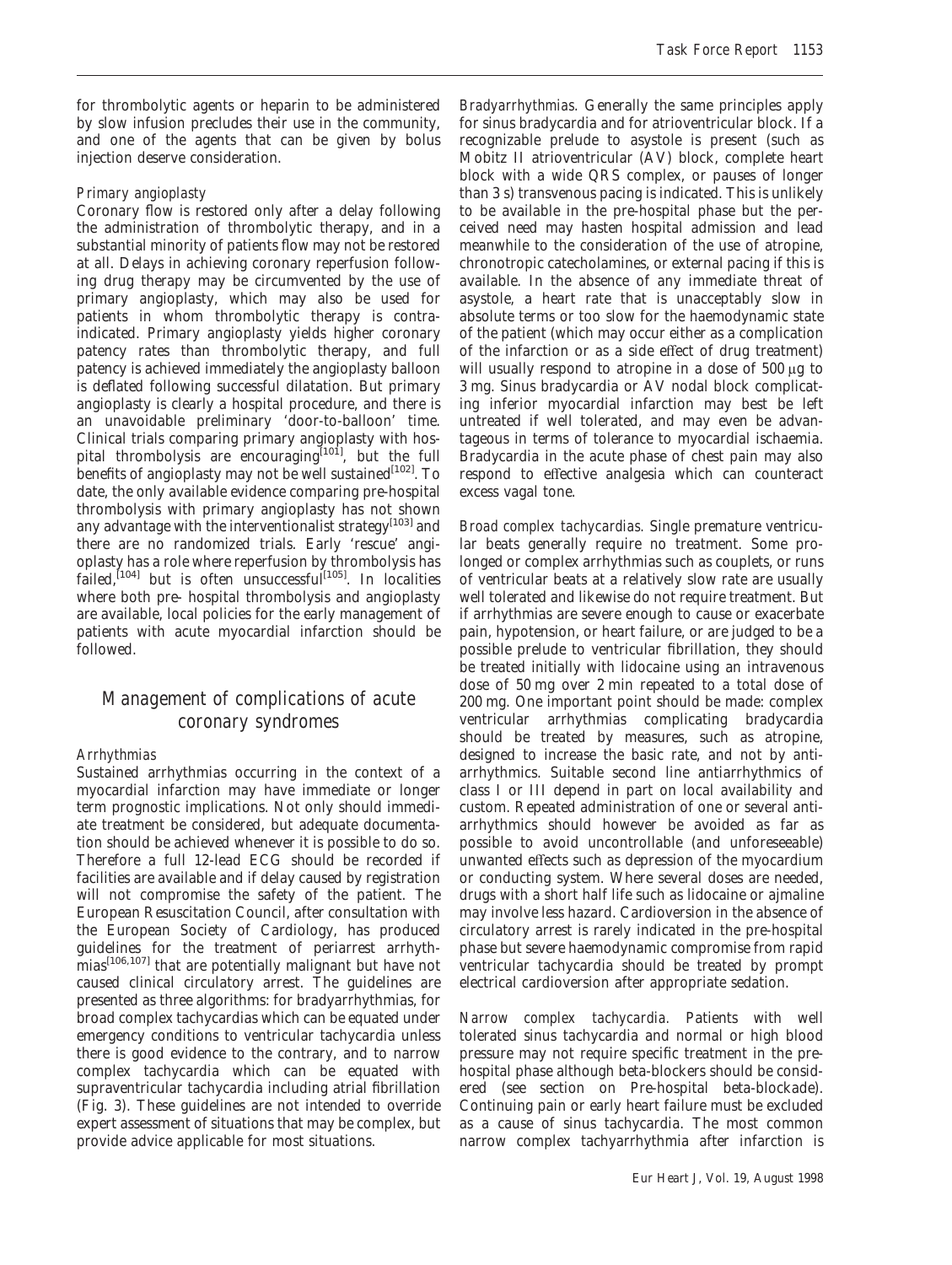for thrombolytic agents or heparin to be administered by slow infusion precludes their use in the community, and one of the agents that can be given by bolus injection deserve consideration.

*Primary angioplasty*

Coronary flow is restored only after a delay following the administration of thrombolytic therapy, and in a substantial minority of patients flow may not be restored at all. Delays in achieving coronary reperfusion following drug therapy may be circumvented by the use of primary angioplasty, which may also be used for patients in whom thrombolytic therapy is contra-indicated. Primary angioplasty yields higher coronary patency rates than thrombolytic therapy, and full patency is achieved immediately the angioplasty balloon is deflated following successful dilatation. But primary angioplasty is clearly a hospital procedure, and there is an unavoidable preliminary 'door-to-balloon' time. Clinical trials comparing primary angioplasty with hospital thrombolysis are encouraging[101], but the full benefits of angioplasty may not be well sustained[102]. To date, the only available evidence comparing pre-hospital thrombolysis with primary angioplasty has not shown any advantage with the interventionalist strategy[103] and there are no randomized trials. Early 'rescue' angioplasty has a role where reperfusion by thrombolysis has failed,[104] but is often unsuccessful[105]. In localities where both pre- hospital thrombolysis and angioplasty are available, local policies for the early management of patients with acute myocardial infarction should be followed.

## Management of complications of acute coronary syndromes

*Arrhythmias*

Sustained arrhythmias occurring in the context of a myocardial infarction may have immediate or longer term prognostic implications. Not only should immediate treatment be considered, but adequate documentation should be achieved whenever it is possible to do so. Therefore a full 12-lead ECG should be recorded if facilities are available and if delay caused by registration will not compromise the safety of the patient. The European Resuscitation Council, after consultation with the European Society of Cardiology, has produced guidelines for the treatment of periarrest arrhythmias[106,107] that are potentially malignant but have not caused clinical circulatory arrest. The guidelines are presented as three algorithms: for bradyarrhythmias, for broad complex tachycardias which can be equated under emergency conditions to ventricular tachycardia unless there is good evidence to the contrary, and to narrow complex tachycardia which can be equated with supraventricular tachycardia including atrial fibrillation (Fig. 3). These guidelines are not intended to override expert assessment of situations that may be complex, but provide advice applicable for most situations.

*Bradyarrhythmias.* Generally the same principles apply for sinus bradycardia and for atrioventricular block. If a recognizable prelude to asystole is present (such as Mobitz II atrioventricular (AV) block, complete heart block with a wide QRS complex, or pauses of longer than 3 s) transvenous pacing is indicated. This is unlikely to be available in the pre-hospital phase but the perceived need may hasten hospital admission and lead meanwhile to the consideration of the use of atropine, chronotropic catecholamines, or external pacing if this is available. In the absence of any immediate threat of asystole, a heart rate that is unacceptably slow in absolute terms or too slow for the haemodynamic state of the patient (which may occur either as a complication of the infarction or as a side effect of drug treatment) will usually respond to atropine in a dose of 500 μg to 3 mg. Sinus bradycardia or AV nodal block complicating inferior myocardial infarction may best be left untreated if well tolerated, and may even be advantageous in terms of tolerance to myocardial ischaemia. Bradycardia in the acute phase of chest pain may also respond to effective analgesia which can counteract excess vagal tone.

*Broad complex tachycardias.* Single premature ventricular beats generally require no treatment. Some prolonged or complex arrhythmias such as couplets, or runs of ventricular beats at a relatively slow rate are usually well tolerated and likewise do not require treatment. But if arrhythmias are severe enough to cause or exacerbate pain, hypotension, or heart failure, or are judged to be a possible prelude to ventricular fibrillation, they should be treated initially with lidocaine using an intravenous dose of 50 mg over 2 min repeated to a total dose of 200 mg. One important point should be made: complex ventricular arrhythmias complicating bradycardia should be treated by measures, such as atropine, designed to increase the basic rate, and not by antiarrhythmics. Suitable second line antiarrhythmics of class I or III depend in part on local availability and custom. Repeated administration of one or several antiarrhythmics should however be avoided as far as possible to avoid uncontrollable (and unforeseeable) unwanted effects such as depression of the myocardium or conducting system. Where several doses are needed, drugs with a short half life such as lidocaine or ajmaline may involve less hazard. Cardioversion in the absence of circulatory arrest is rarely indicated in the pre-hospital phase but severe haemodynamic compromise from rapid ventricular tachycardia should be treated by prompt electrical cardioversion after appropriate sedation.

*Narrow complex tachycardia.* Patients with well tolerated sinus tachycardia and normal or high blood pressure may not require specific treatment in the pre-hospital phase although beta-blockers should be considered (see section on Pre-hospital beta-blockade). Continuing pain or early heart failure must be excluded as a cause of sinus tachycardia. The most common narrow complex tachyarrhythmia after infarction is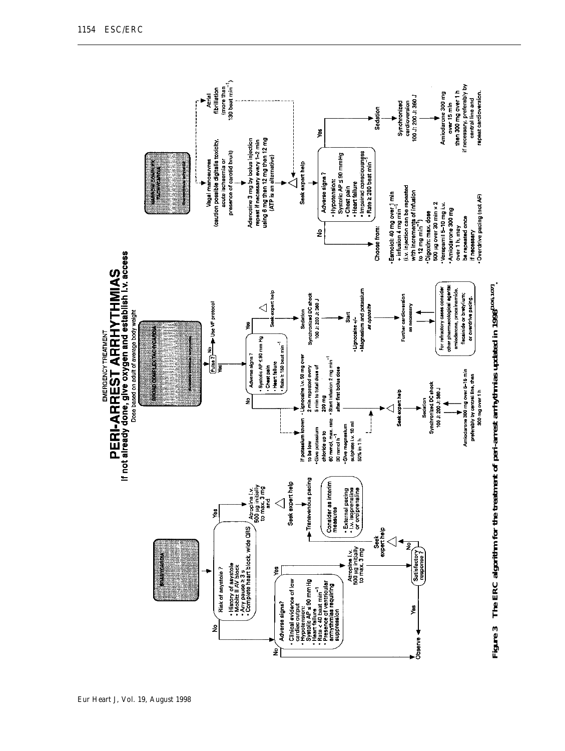EMERGENCY TREATMENT

# PERI-ARREST ARRHYTHMIAS

**If not already done, give oxygen and establish i.v. access**

Dose based on adult of average body weight

## BRADYCARDIA

Risk of asystole ?
- History of asystole
- Mobitz II AV block
- Any pause ≥ 3 s
- Complete heart block, wide QRS

No → Adverse signs?
- Clinical evidence of low cardiac output
- Hypotension: Systolic AP ≤ 90 mmHg
- Heart failure
- Rate < 40 beat min$^{-1}$
- Presence of ventricular arrhythmias requiring suppression

No → Observe

Yes → Atropine i.v. 500 µg initially to max. 3 mg → Satisfactory response? Yes → Observe; No → Seek expert help → Transvenous pacing

Risk of asystole: Yes → Atropine i.v. 500 µg initially to max. 3 mg and → Seek expert help → Transvenous pacing

Consider as interim measures
- External pacing
- i.v. isoprenaline or orciprenaline

## BROAD COMPLEX TACHYCARDIA

Pulse ? No → Use VF protocol

Yes → Adverse signs ?
- Systolic AP ≤ 90 mm Hg
- Chest pain
- Heart failure
- Rate ≥ 150 beat min$^{-1}$

No →
- Lignocaine i.v. 50 mg over 2 min repeated every 5 min to total dose of 200 mg
- Start infusion 2 mg min$^{-1}$ after first bolus dose

If potassium known to be low
- Give potassium chloride up to 60 mmol, max. rate 30 mmol h$^{-1}$
- Give magnesium sulphate i.v. 10 ml 50% in 1 h

Seek expert help → Sedation → Synchronized DC shock 100 J: 200 J: 360 J ↔ Amiodarone 300 mg over 5–15 min preferably by central line, then 300 mg over 1 h

Yes → Seek expert help → Sedation → Synchronized DC shock 100 J: 200 J: 360 J → Start
- Lignocaine +/−
- Magnesium and potassium *as opposite*

→ Further cardioversion as necessary ← For refractory cases consider other pharmacological agents: amiodarone, procainamide, flecainide or bretylium; or overdrive pacing.

## NARROW COMPLEX TACHYCARDIA

Vagal manoeuvres (caution possible digitalis toxicity, acute ischaemia or presence of carotid bruit)

Adenosine 3 mg by bolus injection repeat if necessary every 1–2 min using 6 mg then 12 mg then 12 mg (ATP is an alternative)

Atrial fibrillation (more than 130 beat min$^{-1}$)

Seek expert help → Adverse signs ?
- Hypotension: Systolic AP ≤ 90 mmHg
- Chest pain
- Heart failure
- Impaired consciousness
- Rate ≥ 200 beat min$^{-1}$

No → Choose from:
- Esmolol: 40 mg over 1 min + infusion 4 mg min$^{-1}$ (i.v. injection can be repeated with increments of infusion to 12 mg min$^{-1}$)
- Digoxin: max. dose 500 µg over 30 min × 2
- Verapamil 5–10 mg i.v.
- Amiodarone 300 mg over 1 h, may be repeated once if necessary
- Overdrive pacing (not AF)

Yes → Sedation → Synchronized cardioversion 100 J: 200 J: 360 J → Amiodarone 300 mg over 15 min then 300 mg over 1 h if necessary, preferably by central line and repeat cardioversion.

**Figure 3 The ERC algorithm for the treatment of peri-arrest arrhythmias updated in 1998[106,107].**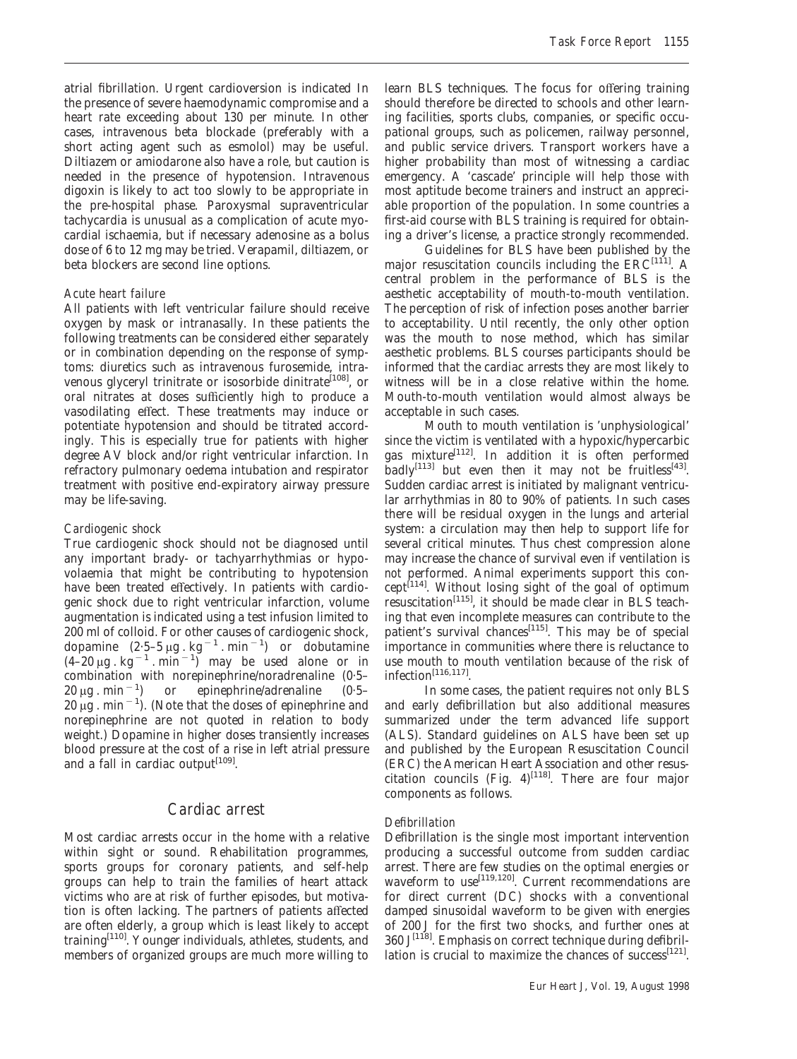atrial fibrillation. Urgent cardioversion is indicated In the presence of severe haemodynamic compromise and a heart rate exceeding about 130 per minute. In other cases, intravenous beta blockade (preferably with a short acting agent such as esmolol) may be useful. Diltiazem or amiodarone also have a role, but caution is needed in the presence of hypotension. Intravenous digoxin is likely to act too slowly to be appropriate in the pre-hospital phase. Paroxysmal supraventricular tachycardia is unusual as a complication of acute myocardial ischaemia, but if necessary adenosine as a bolus dose of 6 to 12 mg may be tried. Verapamil, diltiazem, or beta blockers are second line options.

### *Acute heart failure*

All patients with left ventricular failure should receive oxygen by mask or intranasally. In these patients the following treatments can be considered either separately or in combination depending on the response of symptoms: diuretics such as intravenous furosemide, intravenous glyceryl trinitrate or isosorbide dinitrate[108], or oral nitrates at doses sufficiently high to produce a vasodilating effect. These treatments may induce or potentiate hypotension and should be titrated accordingly. This is especially true for patients with higher degree AV block and/or right ventricular infarction. In refractory pulmonary oedema intubation and respirator treatment with positive end-expiratory airway pressure may be life-saving.

### *Cardiogenic shock*

True cardiogenic shock should not be diagnosed until any important brady- or tachyarrhythmias or hypovolaemia that might be contributing to hypotension have been treated effectively. In patients with cardiogenic shock due to right ventricular infarction, volume augmentation is indicated using a test infusion limited to 200 ml of colloid. For other causes of cardiogenic shock, dopamine ($2{\cdot}5$–$5\,\mu g \,.\, kg^{-1} \,.\, min^{-1}$) or dobutamine ($4$–$20\,\mu g \,.\, kg^{-1} \,.\, min^{-1}$) may be used alone or in combination with norepinephrine/noradrenaline ($0{\cdot}5$–$20\,\mu g \,.\, min^{-1}$) or epinephrine/adrenaline ($0{\cdot}5$–$20\,\mu g \,.\, min^{-1}$). (Note that the doses of epinephrine and norepinephrine are not quoted in relation to body weight.) Dopamine in higher doses transiently increases blood pressure at the cost of a rise in left atrial pressure and a fall in cardiac output[109].

## Cardiac arrest

Most cardiac arrests occur in the home with a relative within sight or sound. Rehabilitation programmes, sports groups for coronary patients, and self-help groups can help to train the families of heart attack victims who are at risk of further episodes, but motivation is often lacking. The partners of patients affected are often elderly, a group which is least likely to accept training[110]. Younger individuals, athletes, students, and members of organized groups are much more willing to learn BLS techniques. The focus for offering training should therefore be directed to schools and other learning facilities, sports clubs, companies, or specific occupational groups, such as policemen, railway personnel, and public service drivers. Transport workers have a higher probability than most of witnessing a cardiac emergency. A 'cascade' principle will help those with most aptitude become trainers and instruct an appreciable proportion of the population. In some countries a first-aid course with BLS training is required for obtaining a driver's license, a practice strongly recommended.

Guidelines for BLS have been published by the major resuscitation councils including the ERC[111]. A central problem in the performance of BLS is the aesthetic acceptability of mouth-to-mouth ventilation. The perception of risk of infection poses another barrier to acceptability. Until recently, the only other option was the mouth to nose method, which has similar aesthetic problems. BLS courses participants should be informed that the cardiac arrests they are most likely to witness will be in a close relative within the home. Mouth-to-mouth ventilation would almost always be acceptable in such cases.

Mouth to mouth ventilation is 'unphysiological' since the victim is ventilated with a hypoxic/hypercarbic gas mixture[112]. In addition it is often performed badly[113] but even then it may not be fruitless[43]. Sudden cardiac arrest is initiated by malignant ventricular arrhythmias in 80 to 90% of patients. In such cases there will be residual oxygen in the lungs and arterial system: a circulation may then help to support life for several critical minutes. Thus chest compression alone may increase the chance of survival even if ventilation is not performed. Animal experiments support this concept[114]. Without losing sight of the goal of optimum resuscitation[115], it should be made clear in BLS teaching that even incomplete measures can contribute to the patient's survival chances[115]. This may be of special importance in communities where there is reluctance to use mouth to mouth ventilation because of the risk of infection[116,117].

In some cases, the patient requires not only BLS and early defibrillation but also additional measures summarized under the term advanced life support (ALS). Standard guidelines on ALS have been set up and published by the European Resuscitation Council (ERC) the American Heart Association and other resuscitation councils (Fig. 4)[118]. There are four major components as follows.

### *Defibrillation*

Defibrillation is the single most important intervention producing a successful outcome from sudden cardiac arrest. There are few studies on the optimal energies or waveform to use[119,120]. Current recommendations are for direct current (DC) shocks with a conventional damped sinusoidal waveform to be given with energies of 200 J for the first two shocks, and further ones at 360 J[118]. Emphasis on correct technique during defibrillation is crucial to maximize the chances of success[121].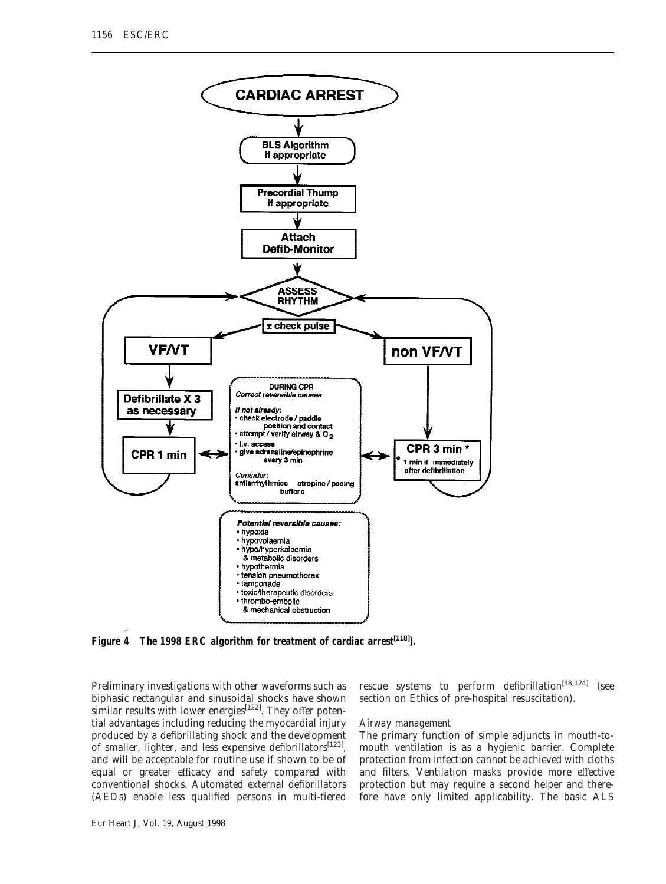**Figure 4 The 1998 ERC algorithm for treatment of cardiac arrest[118]).**

Preliminary investigations with other waveforms such as biphasic rectangular and sinusoidal shocks have shown similar results with lower energies[122]. They offer potential advantages including reducing the myocardial injury produced by a defibrillating shock and the development of smaller, lighter, and less expensive defibrillators[123], and will be acceptable for routine use if shown to be of equal or greater efficacy and safety compared with conventional shocks. Automated external defibrillators (AEDs) enable less qualified persons in multi-tiered rescue systems to perform defibrillation[48,124] (see section on Ethics of pre-hospital resuscitation).

*Airway management*

The primary function of simple adjuncts in mouth-to-mouth ventilation is as a hygienic barrier. Complete protection from infection cannot be achieved with cloths and filters. Ventilation masks provide more effective protection but may require a second helper and therefore have only limited applicability. The basic ALS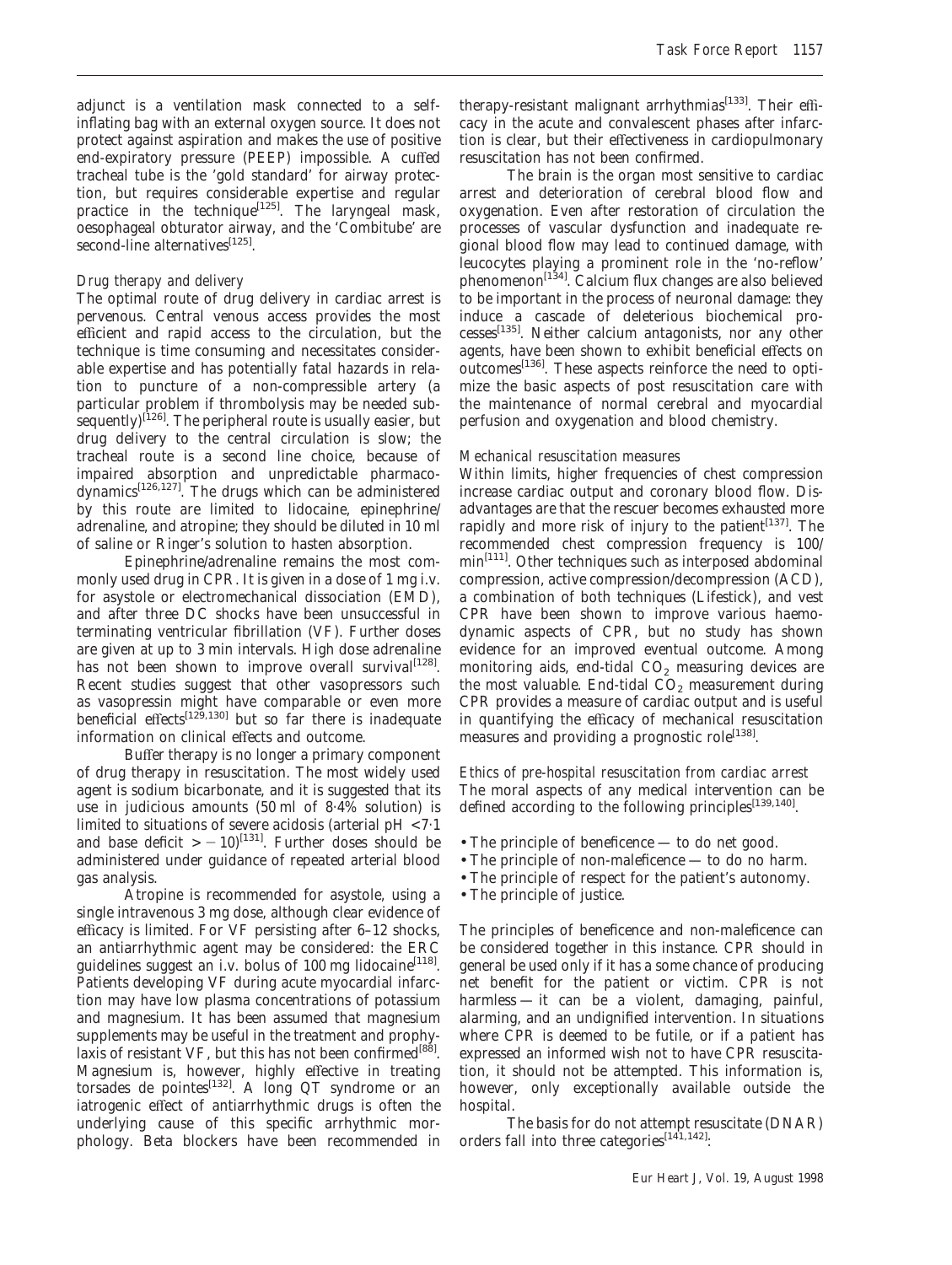adjunct is a ventilation mask connected to a self-inflating bag with an external oxygen source. It does not protect against aspiration and makes the use of positive end-expiratory pressure (PEEP) impossible. A cuffed tracheal tube is the 'gold standard' for airway protection, but requires considerable expertise and regular practice in the technique[125]. The laryngeal mask, oesophageal obturator airway, and the 'Combitube' are second-line alternatives[125].

*Drug therapy and delivery*

The optimal route of drug delivery in cardiac arrest is pervenous. Central venous access provides the most efficient and rapid access to the circulation, but the technique is time consuming and necessitates considerable expertise and has potentially fatal hazards in relation to puncture of a non-compressible artery (a particular problem if thrombolysis may be needed subsequently)[126]. The peripheral route is usually easier, but drug delivery to the central circulation is slow; the tracheal route is a second line choice, because of impaired absorption and unpredictable pharmacodynamics[126,127]. The drugs which can be administered by this route are limited to lidocaine, epinephrine/adrenaline, and atropine; they should be diluted in 10 ml of saline or Ringer's solution to hasten absorption.

Epinephrine/adrenaline remains the most commonly used drug in CPR. It is given in a dose of 1 mg i.v. for asystole or electromechanical dissociation (EMD), and after three DC shocks have been unsuccessful in terminating ventricular fibrillation (VF). Further doses are given at up to 3 min intervals. High dose adrenaline has not been shown to improve overall survival[128]. Recent studies suggest that other vasopressors such as vasopressin might have comparable or even more beneficial effects[129,130] but so far there is inadequate information on clinical effects and outcome.

Buffer therapy is no longer a primary component of drug therapy in resuscitation. The most widely used agent is sodium bicarbonate, and it is suggested that its use in judicious amounts (50 ml of 8·4% solution) is limited to situations of severe acidosis (arterial pH $<7{\cdot}1$ and base deficit $>-10$)[131]. Further doses should be administered under guidance of repeated arterial blood gas analysis.

Atropine is recommended for asystole, using a single intravenous 3 mg dose, although clear evidence of efficacy is limited. For VF persisting after 6–12 shocks, an antiarrhythmic agent may be considered: the ERC guidelines suggest an i.v. bolus of 100 mg lidocaine[118]. Patients developing VF during acute myocardial infarction may have low plasma concentrations of potassium and magnesium. It has been assumed that magnesium supplements may be useful in the treatment and prophylaxis of resistant VF, but this has not been confirmed[88]. Magnesium is, however, highly effective in treating torsades de pointes[132]. A long QT syndrome or an iatrogenic effect of antiarrhythmic drugs is often the underlying cause of this specific arrhythmic morphology. Beta blockers have been recommended in therapy-resistant malignant arrhythmias[133]. Their efficacy in the acute and convalescent phases after infarction is clear, but their effectiveness in cardiopulmonary resuscitation has not been confirmed.

The brain is the organ most sensitive to cardiac arrest and deterioration of cerebral blood flow and oxygenation. Even after restoration of circulation the processes of vascular dysfunction and inadequate regional blood flow may lead to continued damage, with leucocytes playing a prominent role in the 'no-reflow' phenomenon[134]. Calcium flux changes are also believed to be important in the process of neuronal damage: they induce a cascade of deleterious biochemical processes[135]. Neither calcium antagonists, nor any other agents, have been shown to exhibit beneficial effects on outcomes[136]. These aspects reinforce the need to optimize the basic aspects of post resuscitation care with the maintenance of normal cerebral and myocardial perfusion and oxygenation and blood chemistry.

*Mechanical resuscitation measures*

Within limits, higher frequencies of chest compression increase cardiac output and coronary blood flow. Disadvantages are that the rescuer becomes exhausted more rapidly and more risk of injury to the patient[137]. The recommended chest compression frequency is 100/min[111]. Other techniques such as interposed abdominal compression, active compression/decompression (ACD), a combination of both techniques (Lifestick), and vest CPR have been shown to improve various haemodynamic aspects of CPR, but no study has shown evidence for an improved eventual outcome. Among monitoring aids, end-tidal $CO_2$ measuring devices are the most valuable. End-tidal $CO_2$ measurement during CPR provides a measure of cardiac output and is useful in quantifying the efficacy of mechanical resuscitation measures and providing a prognostic role[138].

*Ethics of pre-hospital resuscitation from cardiac arrest*

The moral aspects of any medical intervention can be defined according to the following principles[139,140].

- The principle of beneficence — to do net good.
- The principle of non-maleficence — to do no harm.
- The principle of respect for the patient's autonomy.
- The principle of justice.

The principles of beneficence and non-maleficence can be considered together in this instance. CPR should in general be used only if it has a some chance of producing net benefit for the patient or victim. CPR is not harmless — it can be a violent, damaging, painful, alarming, and an undignified intervention. In situations where CPR is deemed to be futile, or if a patient has expressed an informed wish not to have CPR resuscitation, it should not be attempted. This information is, however, only exceptionally available outside the hospital.

The basis for do not attempt resuscitate (DNAR) orders fall into three categories[141,142]: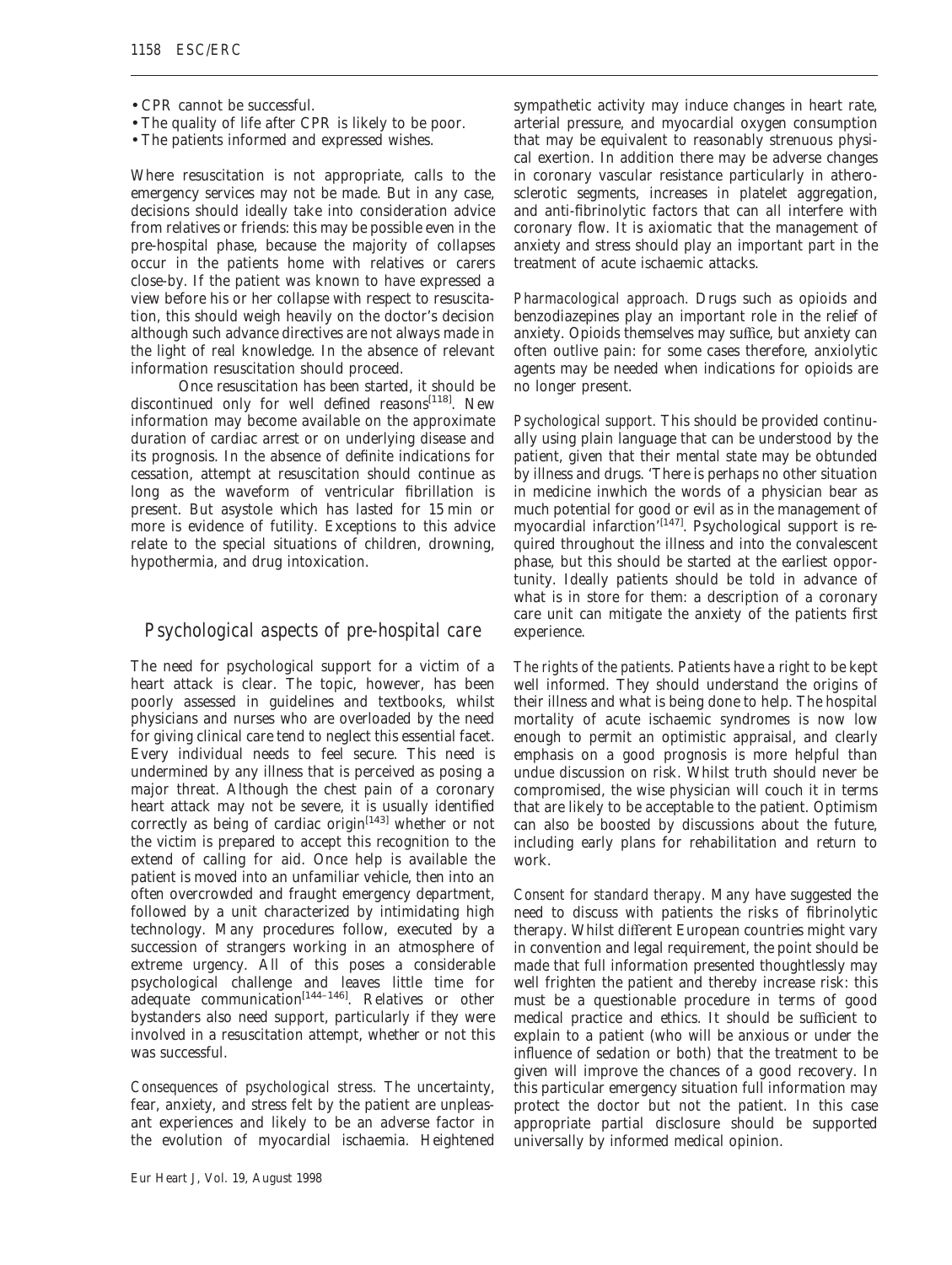- CPR cannot be successful.
- The quality of life after CPR is likely to be poor.
- The patients informed and expressed wishes.

Where resuscitation is not appropriate, calls to the emergency services may not be made. But in any case, decisions should ideally take into consideration advice from relatives or friends: this may be possible even in the pre-hospital phase, because the majority of collapses occur in the patients home with relatives or carers close-by. If the patient was known to have expressed a view before his or her collapse with respect to resuscitation, this should weigh heavily on the doctor's decision although such advance directives are not always made in the light of real knowledge. In the absence of relevant information resuscitation should proceed.

Once resuscitation has been started, it should be discontinued only for well defined reasons[118]. New information may become available on the approximate duration of cardiac arrest or on underlying disease and its prognosis. In the absence of definite indications for cessation, attempt at resuscitation should continue as long as the waveform of ventricular fibrillation is present. But asystole which has lasted for 15 min or more is evidence of futility. Exceptions to this advice relate to the special situations of children, drowning, hypothermia, and drug intoxication.

## Psychological aspects of pre-hospital care

The need for psychological support for a victim of a heart attack is clear. The topic, however, has been poorly assessed in guidelines and textbooks, whilst physicians and nurses who are overloaded by the need for giving clinical care tend to neglect this essential facet. Every individual needs to feel secure. This need is undermined by any illness that is perceived as posing a major threat. Although the chest pain of a coronary heart attack may not be severe, it is usually identified correctly as being of cardiac origin[143] whether or not the victim is prepared to accept this recognition to the extend of calling for aid. Once help is available the patient is moved into an unfamiliar vehicle, then into an often overcrowded and fraught emergency department, followed by a unit characterized by intimidating high technology. Many procedures follow, executed by a succession of strangers working in an atmosphere of extreme urgency. All of this poses a considerable psychological challenge and leaves little time for adequate communication[144–146]. Relatives or other bystanders also need support, particularly if they were involved in a resuscitation attempt, whether or not this was successful.

*Consequences of psychological stress.* The uncertainty, fear, anxiety, and stress felt by the patient are unpleasant experiences and likely to be an adverse factor in the evolution of myocardial ischaemia. Heightened sympathetic activity may induce changes in heart rate, arterial pressure, and myocardial oxygen consumption that may be equivalent to reasonably strenuous physical exertion. In addition there may be adverse changes in coronary vascular resistance particularly in atherosclerotic segments, increases in platelet aggregation, and anti-fibrinolytic factors that can all interfere with coronary flow. It is axiomatic that the management of anxiety and stress should play an important part in the treatment of acute ischaemic attacks.

*Pharmacological approach.* Drugs such as opioids and benzodiazepines play an important role in the relief of anxiety. Opioids themselves may suffice, but anxiety can often outlive pain: for some cases therefore, anxiolytic agents may be needed when indications for opioids are no longer present.

*Psychological support.* This should be provided continually using plain language that can be understood by the patient, given that their mental state may be obtunded by illness and drugs. 'There is perhaps no other situation in medicine inwhich the words of a physician bear as much potential for good or evil as in the management of myocardial infarction'[147]. Psychological support is required throughout the illness and into the convalescent phase, but this should be started at the earliest opportunity. Ideally patients should be told in advance of what is in store for them: a description of a coronary care unit can mitigate the anxiety of the patients first experience.

*The rights of the patients.* Patients have a right to be kept well informed. They should understand the origins of their illness and what is being done to help. The hospital mortality of acute ischaemic syndromes is now low enough to permit an optimistic appraisal, and clearly emphasis on a good prognosis is more helpful than undue discussion on risk. Whilst truth should never be compromised, the wise physician will couch it in terms that are likely to be acceptable to the patient. Optimism can also be boosted by discussions about the future, including early plans for rehabilitation and return to work.

*Consent for standard therapy.* Many have suggested the need to discuss with patients the risks of fibrinolytic therapy. Whilst different European countries might vary in convention and legal requirement, the point should be made that full information presented thoughtlessly may well frighten the patient and thereby increase risk: this must be a questionable procedure in terms of good medical practice and ethics. It should be sufficient to explain to a patient (who will be anxious or under the influence of sedation or both) that the treatment to be given will improve the chances of a good recovery. In this particular emergency situation full information may protect the doctor but not the patient. In this case appropriate partial disclosure should be supported universally by informed medical opinion.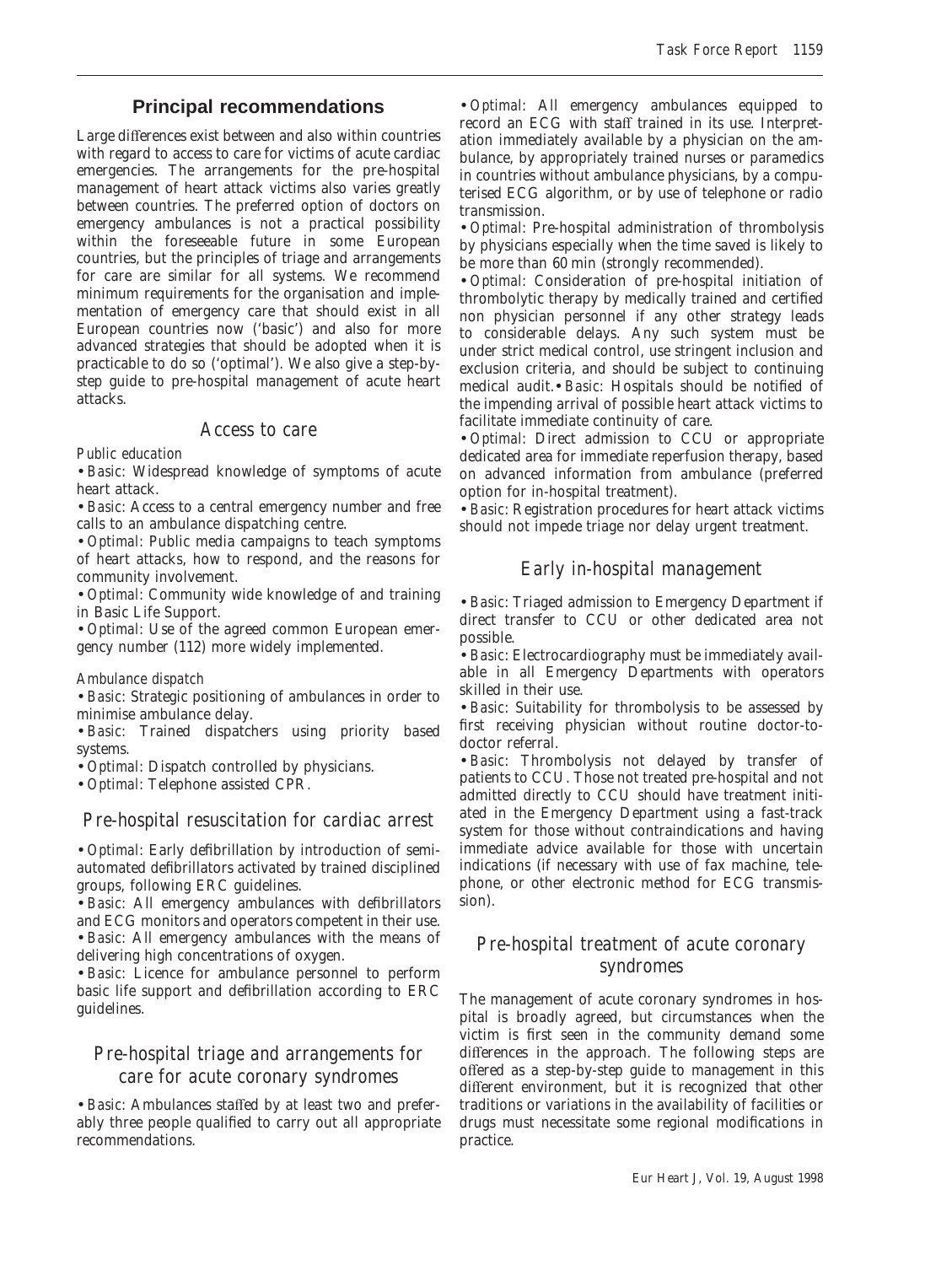## Principal recommendations

Large differences exist between and also within countries with regard to access to care for victims of acute cardiac emergencies. The arrangements for the pre-hospital management of heart attack victims also varies greatly between countries. The preferred option of doctors on emergency ambulances is not a practical possibility within the foreseeable future in some European countries, but the principles of triage and arrangements for care are similar for all systems. We recommend minimum requirements for the organisation and implementation of emergency care that should exist in all European countries now ('basic') and also for more advanced strategies that should be adopted when it is practicable to do so ('optimal'). We also give a step-by-step guide to pre-hospital management of acute heart attacks.

### Access to care

*Public education*

• *Basic*: Widespread knowledge of symptoms of acute heart attack.
• *Basic*: Access to a central emergency number and free calls to an ambulance dispatching centre.
• *Optimal*: Public media campaigns to teach symptoms of heart attacks, how to respond, and the reasons for community involvement.
• *Optimal*: Community wide knowledge of and training in Basic Life Support.
• *Optimal*: Use of the agreed common European emergency number (112) more widely implemented.

*Ambulance dispatch*

• *Basic*: Strategic positioning of ambulances in order to minimise ambulance delay.
• *Basic*: Trained dispatchers using priority based systems.
• *Optimal*: Dispatch controlled by physicians.
• *Optimal*: Telephone assisted CPR.

### Pre-hospital resuscitation for cardiac arrest

• *Optimal*: Early defibrillation by introduction of semi-automated defibrillators activated by trained disciplined groups, following ERC guidelines.
• *Basic*: All emergency ambulances with defibrillators and ECG monitors and operators competent in their use.
• *Basic*: All emergency ambulances with the means of delivering high concentrations of oxygen.
• *Basic*: Licence for ambulance personnel to perform basic life support and defibrillation according to ERC guidelines.

### Pre-hospital triage and arrangements for care for acute coronary syndromes

• *Basic*: Ambulances staffed by at least two and preferably three people qualified to carry out all appropriate recommendations.
• *Optimal*: All emergency ambulances equipped to record an ECG with staff trained in its use. Interpretation immediately available by a physician on the ambulance, by appropriately trained nurses or paramedics in countries without ambulance physicians, by a computerised ECG algorithm, or by use of telephone or radio transmission.
• *Optimal*: Pre-hospital administration of thrombolysis by physicians especially when the time saved is likely to be more than 60 min (strongly recommended).
• *Optimal*: Consideration of pre-hospital initiation of thrombolytic therapy by medically trained and certified non physician personnel if any other strategy leads to considerable delays. Any such system must be under strict medical control, use stringent inclusion and exclusion criteria, and should be subject to continuing medical audit.
• *Basic*: Hospitals should be notified of the impending arrival of possible heart attack victims to facilitate immediate continuity of care.
• *Optimal*: Direct admission to CCU or appropriate dedicated area for immediate reperfusion therapy, based on advanced information from ambulance (preferred option for in-hospital treatment).
• *Basic*: Registration procedures for heart attack victims should not impede triage nor delay urgent treatment.

### Early in-hospital management

• *Basic*: Triaged admission to Emergency Department if direct transfer to CCU or other dedicated area not possible.
• *Basic*: Electrocardiography must be immediately available in all Emergency Departments with operators skilled in their use.
• *Basic*: Suitability for thrombolysis to be assessed by first receiving physician without routine doctor-to-doctor referral.
• *Basic*: Thrombolysis not delayed by transfer of patients to CCU. Those not treated pre-hospital and not admitted directly to CCU should have treatment initiated in the Emergency Department using a fast-track system for those without contraindications and having immediate advice available for those with uncertain indications (if necessary with use of fax machine, telephone, or other electronic method for ECG transmission).

### Pre-hospital treatment of acute coronary syndromes

The management of acute coronary syndromes in hospital is broadly agreed, but circumstances when the victim is first seen in the community demand some differences in the approach. The following steps are offered as a step-by-step guide to management in this different environment, but it is recognized that other traditions or variations in the availability of facilities or drugs must necessitate some regional modifications in practice.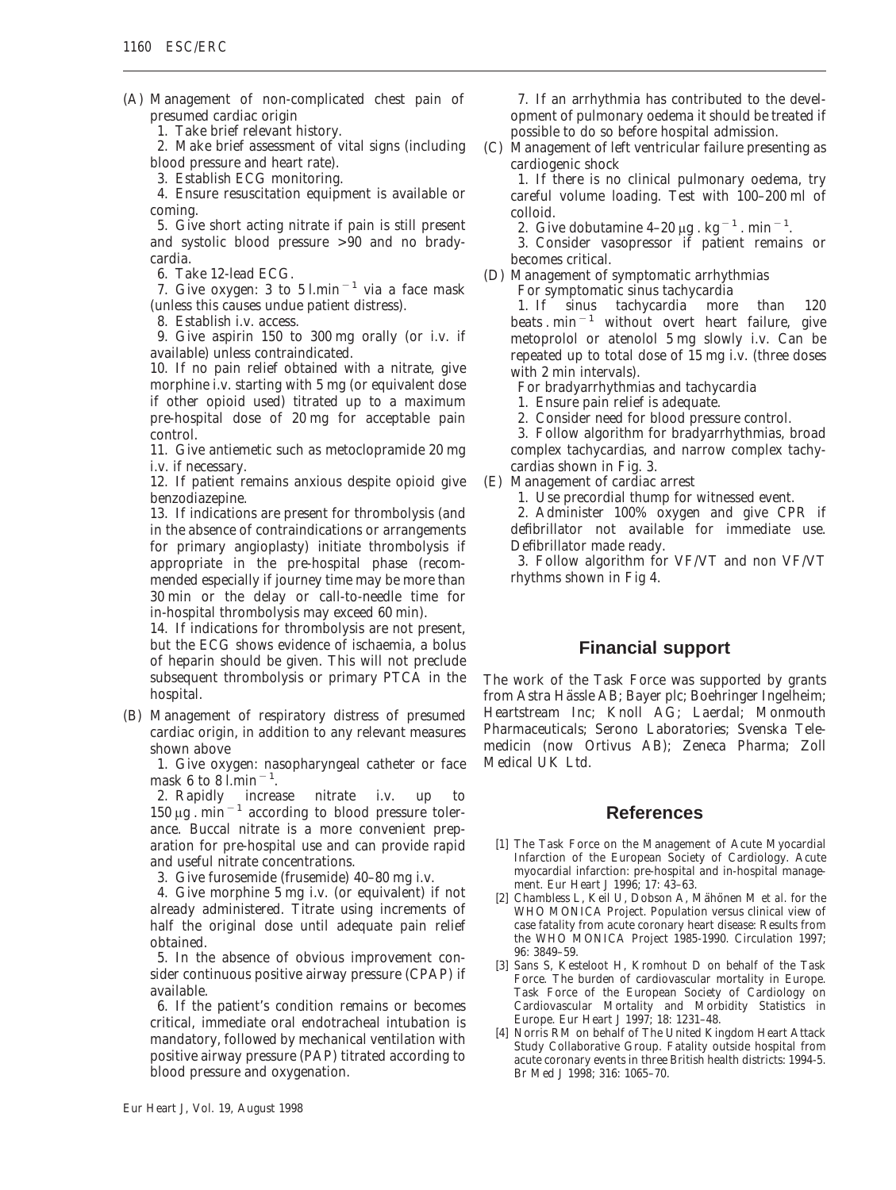(A) Management of non-complicated chest pain of presumed cardiac origin

1. Take brief relevant history.
2. Make brief assessment of vital signs (including blood pressure and heart rate).
3. Establish ECG monitoring.
4. Ensure resuscitation equipment is available or coming.
5. Give short acting nitrate if pain is still present and systolic blood pressure >90 and no bradycardia.
6. Take 12-lead ECG.
7. Give oxygen: 3 to 5 $l.min^{-1}$ via a face mask (unless this causes undue patient distress).
8. Establish i.v. access.
9. Give aspirin 150 to 300 mg orally (or i.v. if available) unless contraindicated.
10. If no pain relief obtained with a nitrate, give morphine i.v. starting with 5 mg (or equivalent dose if other opioid used) titrated up to a maximum pre-hospital dose of 20 mg for acceptable pain control.
11. Give antiemetic such as metoclopramide 20 mg i.v. if necessary.
12. If patient remains anxious despite opioid give benzodiazepine.
13. If indications are present for thrombolysis (and in the absence of contraindications or arrangements for primary angioplasty) initiate thrombolysis if appropriate in the pre-hospital phase (recommended especially if journey time may be more than 30 min or the delay or call-to-needle time for in-hospital thrombolysis may exceed 60 min).
14. If indications for thrombolysis are not present, but the ECG shows evidence of ischaemia, a bolus of heparin should be given. This will not preclude subsequent thrombolysis or primary PTCA in the hospital.

(B) Management of respiratory distress of presumed cardiac origin, in addition to any relevant measures shown above

1. Give oxygen: nasopharyngeal catheter or face mask 6 to 8 $l.min^{-1}$.
2. Rapidly increase nitrate i.v. up to 150 $\mu g . min^{-1}$ according to blood pressure tolerance. Buccal nitrate is a more convenient preparation for pre-hospital use and can provide rapid and useful nitrate concentrations.
3. Give furosemide (frusemide) 40–80 mg i.v.
4. Give morphine 5 mg i.v. (or equivalent) if not already administered. Titrate using increments of half the original dose until adequate pain relief obtained.
5. In the absence of obvious improvement consider continuous positive airway pressure (CPAP) if available.
6. If the patient's condition remains or becomes critical, immediate oral endotracheal intubation is mandatory, followed by mechanical ventilation with positive airway pressure (PAP) titrated according to blood pressure and oxygenation.
7. If an arrhythmia has contributed to the development of pulmonary oedema it should be treated if possible to do so before hospital admission.

(C) Management of left ventricular failure presenting as cardiogenic shock

1. If there is no clinical pulmonary oedema, try careful volume loading. Test with 100–200 ml of colloid.
2. Give dobutamine 4–20 $\mu g . kg^{-1} . min^{-1}$.
3. Consider vasopressor if patient remains or becomes critical.

(D) Management of symptomatic arrhythmias

For symptomatic sinus tachycardia

1. If sinus tachycardia more than 120 $beats . min^{-1}$ without overt heart failure, give metoprolol or atenolol 5 mg slowly i.v. Can be repeated up to total dose of 15 mg i.v. (three doses with 2 min intervals).

For bradyarrhythmias and tachycardia

1. Ensure pain relief is adequate.
2. Consider need for blood pressure control.
3. Follow algorithm for bradyarrhythmias, broad complex tachycardias, and narrow complex tachycardias shown in Fig. 3.

(E) Management of cardiac arrest

1. Use precordial thump for witnessed event.
2. Administer 100% oxygen and give CPR if defibrillator not available for immediate use. Defibrillator made ready.
3. Follow algorithm for VF/VT and non VF/VT rhythms shown in Fig 4.

## Financial support

The work of the Task Force was supported by grants from Astra Hässle AB; Bayer plc; Boehringer Ingelheim; Heartstream Inc; Knoll AG; Laerdal; Monmouth Pharmaceuticals; Serono Laboratories; Svenska Telemedicin (now Ortivus AB); Zeneca Pharma; Zoll Medical UK Ltd.

## References

[1] The Task Force on the Management of Acute Myocardial Infarction of the European Society of Cardiology. Acute myocardial infarction: pre-hospital and in-hospital management. Eur Heart J 1996; 17: 43–63.

[2] Chambless L, Keil U, Dobson A, Mähönen M *et al.* for the WHO MONICA Project. Population versus clinical view of case fatality from acute coronary heart disease: Results from the WHO MONICA Project 1985-1990. Circulation 1997; 96: 3849–59.

[3] Sans S, Kesteloot H, Kromhout D on behalf of the Task Force. The burden of cardiovascular mortality in Europe. Task Force of the European Society of Cardiology on Cardiovascular Mortality and Morbidity Statistics in Europe. Eur Heart J 1997; 18: 1231–48.

[4] Norris RM on behalf of The United Kingdom Heart Attack Study Collaborative Group. Fatality outside hospital from acute coronary events in three British health districts: 1994-5. Br Med J 1998; 316: 1065–70.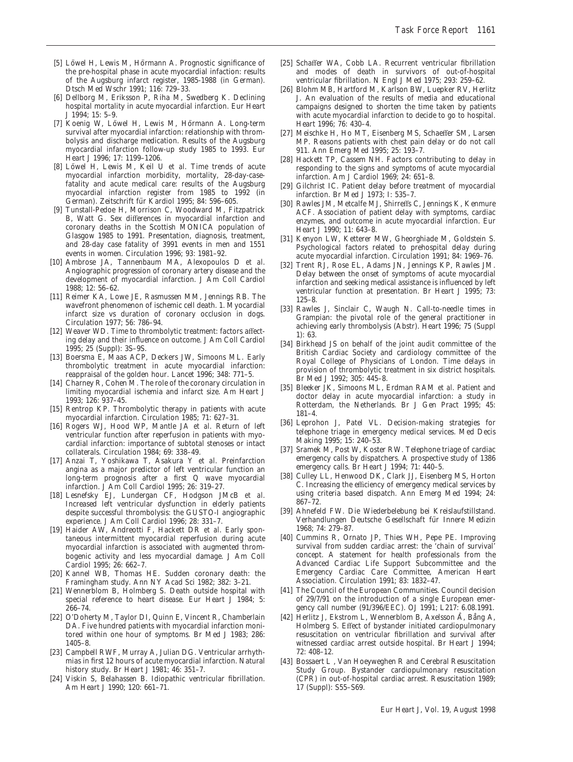[5] Löwel H, Lewis M, Hörmann A. Prognostic significance of the pre-hospital phase in acute myocardial infaction: results of the Augsburg infarct register, 1985-1988 (in German). Dtsch Med Wschr 1991; 116: 729–33.

[6] Dellborg M, Eriksson P, Riha M, Swedberg K. Declining hospital mortality in acute myocardial infarction. Eur Heart J 1994; 15: 5–9.

[7] Koenig W, Löwel H, Lewis M, Hörmann A. Long-term survival after myocardial infarction: relationship with thrombolysis and discharge medication. Results of the Augsburg myocardial infarction follow-up study 1985 to 1993. Eur Heart J 1996; 17: 1199–1206.

[8] Löwel H, Lewis M, Keil U *et al.* Time trends of acute myocardial infarction morbidity, mortality, 28-day-case-fatality and acute medical care: results of the Augsburg myocardial infarction register from 1985 to 1992 (in German). Zeitschrift für Kardiol 1995; 84: 596–605.

[9] Tunstall-Pedoe H, Morrison C, Woodward M, Fitzpatrick B, Watt G. Sex differences in myocardial infarction and coronary deaths in the Scottish MONICA population of Glasgow 1985 to 1991. Presentation, diagnosis, treatment, and 28-day case fatality of 3991 events in men and 1551 events in women. Circulation 1996; 93: 1981–92.

[10] Ambrose JA, Tannenbaum MA, Alexopoulos D *et al.* Angiographic progression of coronary artery disease and the development of myocardial infarction. J Am Coll Cardiol 1988; 12: 56–62.

[11] Reimer KA, Lowe JE, Rasmussen MM, Jennings RB. The wavefront phenomenon of ischemic cell death. 1. Myocardial infarct size vs duration of coronary occlusion in dogs. Circulation 1977; 56: 786–94.

[12] Weaver WD. Time to thrombolytic treatment: factors affecting delay and their influence on outcome. J Am Coll Cardiol 1995; 25 (Suppl): 3S–9S.

[13] Boersma E, Maas ACP, Deckers JW, Simoons ML. Early thrombolytic treatment in acute myocardial infarction: reappraisal of the golden hour. Lancet 1996; 348: 771–5.

[14] Charney R, Cohen M. The role of the coronary circulation in limiting myocardial ischemia and infarct size. Am Heart J 1993; 126: 937–45.

[15] Rentrop KP. Thrombolytic therapy in patients with acute myocardial infarction. Circulation 1985; 71: 627–31.

[16] Rogers WJ, Hood WP, Mantle JA *et al.* Return of left ventricular function after reperfusion in patients with myocardial infarction: importance of subtotal stenoses or intact collaterals. Circulation 1984; 69: 338–49.

[17] Anzai T, Yoshikawa T, Asakura Y *et al.* Preinfarction angina as a major predictor of left ventricular function an long-term prognosis after a first Q wave myocardial infarction. J Am Coll Cardiol 1995; 26: 319–27.

[18] Lesnefsky EJ, Lundergan CF, Hodgson JMcB *et al.* Increased left ventricular dysfunction in elderly patients despite successful thrombolysis: the GUSTO-I angiographic experience. J Am Coll Cardiol 1996; 28: 331–7.

[19] Haider AW, Andreotti F, Hackett DR *et al.* Early spontaneous intermittent myocardial reperfusion during acute myocardial infarction is associated with augmented thrombogenic activity and less myocardial damage. J Am Coll Cardiol 1995; 26: 662–7.

[20] Kannel WB, Thomas HE. Sudden coronary death: the Framingham study. Ann NY Acad Sci 1982; 382: 3–21.

[21] Wennerblom B, Holmberg S. Death outside hospital with special reference to heart disease. Eur Heart J 1984; 5: 266–74.

[22] O'Doherty M, Taylor DI, Quinn E, Vincent R, Chamberlain DA. Five hundred patients with myocardial infarction monitored within one hour of symptoms. Br Med J 1983; 286: 1405–8.

[23] Campbell RWF, Murray A, Julian DG. Ventricular arrhythmias in first 12 hours of acute myocardial infarction. Natural history study. Br Heart J 1981; 46: 351–7.

[24] Viskin S, Belahassen B. Idiopathic ventricular fibrillation. Am Heart J 1990; 120: 661–71.

[25] Schaffer WA, Cobb LA. Recurrent ventricular fibrillation and modes of death in survivors of out-of-hospital ventricular fibrillation. N Engl J Med 1975; 293: 259–62.

[26] Blohm MB, Hartford M, Karlson BW, Luepker RV, Herlitz J. An evaluation of the results of media and educational campaigns designed to shorten the time taken by patients with acute myocardial infarction to decide to go to hospital. Heart 1996; 76: 430–4.

[27] Meischke H, Ho MT, Eisenberg MS, Schaeffer SM, Larsen MP. Reasons patients with chest pain delay or do not call 911. Ann Emerg Med 1995; 25: 193–7.

[28] Hackett TP, Cassem NH. Factors contributing to delay in responding to the signs and symptoms of acute myocardial infarction. Am J Cardiol 1969; 24: 651–8.

[29] Gilchrist IC. Patient delay before treatment of myocardial infarction. Br Med J 1973; I: 535–7.

[30] Rawles JM, Metcalfe MJ, Shirreffs C, Jennings K, Kenmure ACF. Association of patient delay with symptoms, cardiac enzymes, and outcome in acute myocardial infarction. Eur Heart J 1990; 11: 643–8.

[31] Kenyon LW, Ketterer MW, Gheorghiade M, Goldstein S. Psychological factors related to prehospital delay during acute myocardial infarction. Circulation 1991; 84: 1969–76.

[32] Trent RJ, Rose EL, Adams JN, Jennings KP, Rawles JM. Delay between the onset of symptoms of acute myocardial infarction and seeking medical assistance is influenced by left ventricular function at presentation. Br Heart J 1995; 73: 125–8.

[33] Rawles J, Sinclair C, Waugh N. Call-to-needle times in Grampian: the pivotal role of the general practitioner in achieving early thrombolysis (Abstr). Heart 1996; 75 (Suppl 1): 63.

[34] Birkhead JS on behalf of the joint audit committee of the British Cardiac Society and cardiology committee of the Royal College of Physicians of London. Time delays in provision of thrombolytic treatment in six district hospitals. Br Med J 1992; 305: 445–8.

[35] Bleeker JK, Simoons ML, Erdman RAM *et al.* Patient and doctor delay in acute myocardial infarction: a study in Rotterdam, the Netherlands. Br J Gen Pract 1995; 45: 181–4.

[36] Leprohon J, Patel VL. Decision-making strategies for telephone triage in emergency medical services. Med Decis Making 1995; 15: 240–53.

[37] Sramek M, Post W, Koster RW. Telephone triage of cardiac emergency calls by dispatchers. A prospective study of 1386 emergency calls. Br Heart J 1994; 71: 440–5.

[38] Culley LL, Henwood DK, Clark JJ, Eisenberg MS, Horton C. Increasing the efficiency of emergency medical services by using criteria based dispatch. Ann Emerg Med 1994; 24: 867–72.

[39] Ahnefeld FW. Die Wiederbelebung bei Kreislaufstillstand. Verhandlungen Deutsche Gesellschaft für Innere Medizin 1968; 74: 279–87.

[40] Cummins R, Ornato JP, Thies WH, Pepe PE. Improving survival from sudden cardiac arrest: the 'chain of survival' concept. A statement for health professionals from the Advanced Cardiac Life Support Subcommittee and the Emergency Cardiac Care Committee, American Heart Association. Circulation 1991; 83: 1832–47.

[41] The Council of the European Communities. Council decision of 29/7/91 on the introduction of a single European emergency call number (91/396/EEC). OJ 1991; L217: 6.08.1991.

[42] Herlitz J, Ekstrom L, Wennerblom B, Axelsson Å, Bång A, Holmberg S. Effect of bystander initiated cardiopulmonary resuscitation on ventricular fibrillation and survival after witnessed cardiac arrest outside hospital. Br Heart J 1994; 72: 408–12.

[43] Bossaert L , Van Hoeyweghen R and Cerebral Resuscitation Study Group. Bystander cardiopulmonary resuscitation (CPR) in out-of-hospital cardiac arrest. Resuscitation 1989; 17 (Suppl): S55–S69.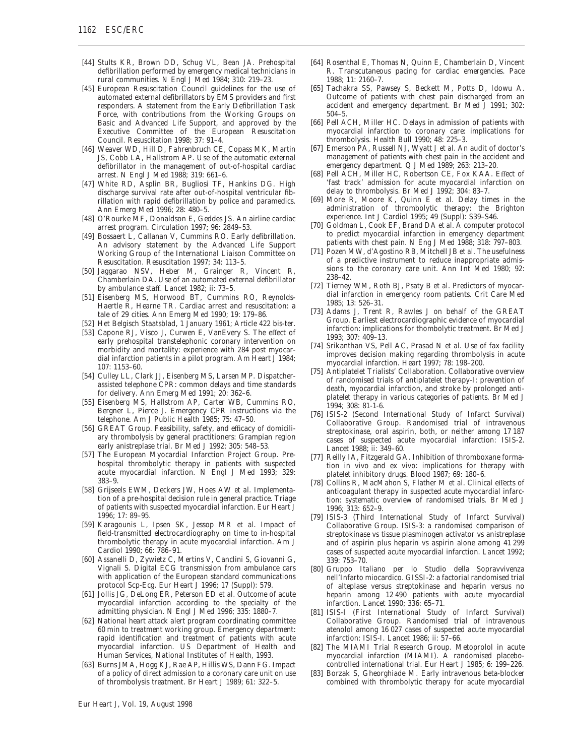- [44] Stults KR, Brown DD, Schug VL, Bean JA. Prehospital defibrillation performed by emergency medical technicians in rural communities. N Engl J Med 1984; 310: 219–23.
- [45] European Resuscitation Council guidelines for the use of automated external defibrillators by EMS providers and first responders. A statement from the Early Defibrillation Task Force, with contributions from the Working Groups on Basic and Advanced Life Support, and approved by the Executive Committee of the European Resuscitation Council. Resuscitation 1998; 37: 91–4.
- [46] Weaver WD, Hill D, Fahrenbruch CE, Copass MK, Martin JS, Cobb LA, Hallstrom AP. Use of the automatic external defibrillator in the management of out-of-hospital cardiac arrest. N Engl J Med 1988; 319: 661–6.
- [47] White RD, Asplin BR, Bugliosi TF, Hankins DG. High discharge survival rate after out-of-hospital ventricular fibrillation with rapid defibrillation by police and paramedics. Ann Emerg Med 1996; 28: 480–5.
- [48] O'Rourke MF, Donaldson E, Geddes JS. An airline cardiac arrest program. Circulation 1997; 96: 2849–53.
- [49] Bossaert L, Callanan V, Cummins RO. Early defibrillation. An advisory statement by the Advanced Life Support Working Group of the International Liaison Committee on Resuscitation. Resuscitation 1997; 34: 113–5.
- [50] Jaggarao NSV, Heber M, Grainger R, Vincent R, Chamberlain DA. Use of an automated external defibrillator by ambulance staff. Lancet 1982; ii: 73–5.
- [51] Eisenberg MS, Horwood BT, Cummins RO, Reynolds-Haertle R, Hearne TR. Cardiac arrest and resuscitation: a tale of 29 cities. Ann Emerg Med 1990; 19: 179–86.
- [52] Het Belgisch Staatsblad, 1 January 1961; Article 422 bis-ter.
- [53] Capone RJ, Visco J, Curwen E, VanEvery S. The effect of early prehospital transtelephonic coronary intervention on morbidity and mortality: experience with 284 post myocardial infarction patients in a pilot program. Am Heart J 1984; 107: 1153–60.
- [54] Culley LL, Clark JJ, Eisenberg MS, Larsen MP. Dispatcher-assisted telephone CPR: common delays and time standards for delivery. Ann Emerg Med 1991; 20: 362–6.
- [55] Eisenberg MS, Hallstrom AP, Carter WB, Cummins RO, Bergner L, Pierce J. Emergency CPR instructions via the telephone. Am J Public Health 1985; 75: 47–50.
- [56] GREAT Group. Feasibility, safety, and efficacy of domiciliary thrombolysis by general practitioners: Grampian region early anistreplase trial. Br Med J 1992; 305: 548–53.
- [57] The European Myocardial Infarction Project Group. Prehospital thrombolytic therapy in patients with suspected acute myocardial infarction. N Engl J Med 1993; 329: 383–9.
- [58] Grijseels EWM, Deckers JW, Hoes AW *et al.* Implementation of a pre-hospital decision rule in general practice. Triage of patients with suspected myocardial infarction. Eur Heart J 1996; 17: 89–95.
- [59] Karagounis L, Ipsen SK, Jessop MR *et al.* Impact of field-transmitted electrocardiography on time to in-hospital thrombolytic therapy in acute myocardial infarction. Am J Cardiol 1990; 66: 786–91.
- [60] Assanelli D, Zywietz C, Mertins V, Canclini S, Giovanni G, Vignali S. Digital ECG transmission from ambulance cars with application of the European standard communications protocol Scp-Ecg. Eur Heart J 1996; 17 (Suppl): 579.
- [61] Jollis JG, DeLong ER, Peterson ED *et al.* Outcome of acute myocardial infarction according to the specialty of the admitting physician. N Engl J Med 1996; 335: 1880–7.
- [62] National heart attack alert program coordinating committee 60 min to treatment working group. Emergency department: rapid identification and treatment of patients with acute myocardial infarction. US Department of Health and Human Services, National Institutes of Health, 1993.
- [63] Burns JMA, Hogg KJ, Rae AP, Hillis WS, Dann FG. Impact of a policy of direct admission to a coronary care unit on use of thrombolysis treatment. Br Heart J 1989; 61: 322–5.
- [64] Rosenthal E, Thomas N, Quinn E, Chamberlain D, Vincent R. Transcutaneous pacing for cardiac emergencies. Pace 1988; 11: 2160–7.
- [65] Tachakra SS, Pawsey S, Beckett M, Potts D, Idowu A. Outcome of patients with chest pain discharged from an accident and emergency department. Br Med J 1991; 302: 504–5.
- [66] Pell ACH, Miller HC. Delays in admission of patients with myocardial infarction to coronary care: implications for thrombolysis. Health Bull 1990; 48: 225–3.
- [67] Emerson PA, Russell NJ, Wyatt J *et al.* An audit of doctor's management of patients with chest pain in the accident and emergency department. Q J Med 1989; 263: 213–20.
- [68] Pell ACH, Miller HC, Robertson CE, Fox KAA. Effect of 'fast track' admission for acute myocardial infarction on delay to thrombolysis. Br Med J 1992; 304: 83–7.
- [69] More R, Moore K, Quinn E *et al.* Delay times in the administration of thrombolytic therapy: the Brighton experience. Int J Cardiol 1995; 49 (Suppl): S39–S46.
- [70] Goldman L, Cook EF, Brand DA *et al.* A computer protocol to predict myocardial infarction in emergency department patients with chest pain. N Eng J Med 1988; 318: 797–803.
- [71] Pozen MW, d'Agostino RB, Mitchell JB *et al.* The usefulness of a predictive instrument to reduce inappropriate admissions to the coronary care unit. Ann Int Med 1980; 92: 238–42.
- [72] Tierney WM, Roth BJ, Psaty B *et al.* Predictors of myocardial infarction in emergency room patients. Crit Care Med 1985; 13: 526–31.
- [73] Adams J, Trent R, Rawles J on behalf of the GREAT Group. Earliest electrocardiographic evidence of myocardial infarction: implications for thombolytic treatment. Br Med J 1993; 307: 409–13.
- [74] Srikanthan VS, Pell AC, Prasad N *et al.* Use of fax facility improves decision making regarding thrombolysis in acute myocardial infarction. Heart 1997; 78: 198–200.
- [75] Antiplatelet Trialists' Collaboration. Collaborative overview of randomised trials of antiplatelet therapy-I: prevention of death, myocardial infarction, and stroke by prolonged antiplatelet therapy in various categories of patients. Br Med J 1994; 308: 81-1-6.
- [76] ISIS-2 (Second International Study of Infarct Survival) Collaborative Group. Randomised trial of intravenous streptokinase, oral aspirin, both, or neither among 17 187 cases of suspected acute myocardial infarction: ISIS-2. Lancet 1988; ii: 349–60.
- [77] Reilly IA, Fitzgerald GA. Inhibition of thromboxane formation in vivo and ex vivo: implications for therapy with platelet inhibitory drugs. Blood 1987; 69: 180–6.
- [78] Collins R, MacMahon S, Flather M *et al.* Clinical effects of anticoagulant therapy in suspected acute myocardial infarction: systematic overview of randomised trials. Br Med J 1996; 313: 652–9.
- [79] ISIS-3 (Third International Study of Infarct Survival) Collaborative Group. ISIS-3: a randomised comparison of streptokinase vs tissue plasminogen activator vs anistreplase and of aspirin plus heparin vs aspirin alone among 41 299 cases of suspected acute myocardial infarction. Lancet 1992; 339: 753–70.
- [80] Gruppo Italiano per lo Studio della Sopravvivenza nell'Infarto miocardico. GISSI-2: a factorial randomised trial of alteplase versus streptokinase and heparin versus no heparin among 12 490 patients with acute myocardial infarction. Lancet 1990; 336: 65–71.
- [81] ISIS-I (First International Study of Infarct Survival) Collaborative Group. Randomised trial of intravenous atenolol among 16 027 cases of suspected acute myocardial infarction: ISIS-I. Lancet 1986; ii: 57–66.
- [82] The MIAMI Trial Research Group. Metoprolol in acute myocardial infarction (MIAMI). A randomised placebo-controlled international trial. Eur Heart J 1985; 6: 199–226.
- [83] Borzak S, Gheorghiade M. Early intravenous beta-blocker combined with thrombolytic therapy for acute myocardial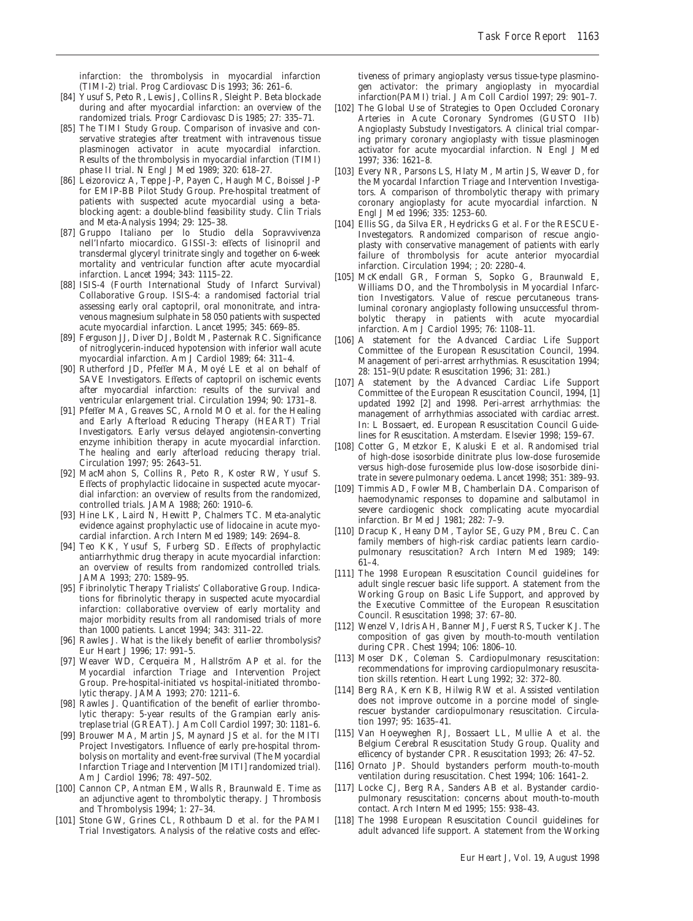infarction: the thrombolysis in myocardial infarction (TIMI-2) trial. Prog Cardiovasc Dis 1993; 36: 261–6.

[84] Yusuf S, Peto R, Lewis J, Collins R, Sleight P. Beta blockade during and after myocardial infarction: an overview of the randomized trials. Progr Cardiovasc Dis 1985; 27: 335–71.

[85] The TIMI Study Group. Comparison of invasive and conservative strategies after treatment with intravenous tissue plasminogen activator in acute myocardial infarction. Results of the thrombolysis in myocardial infarction (TIMI) phase II trial. N Engl J Med 1989; 320: 618–27.

[86] Leizorovicz A, Teppe J-P, Payen C, Haugh MC, Boissel J-P for EMIP-BB Pilot Study Group. Pre-hospital treatment of patients with suspected acute myocardial using a beta-blocking agent: a double-blind feasibility study. Clin Trials and Meta-Analysis 1994; 29: 125–38.

[87] Gruppo Italiano per lo Studio della Sopravvivenza nell'Infarto miocardico. GISSI-3: effects of lisinopril and transdermal glyceryl trinitrate singly and together on 6-week mortality and ventricular function after acute myocardial infarction. Lancet 1994; 343: 1115–22.

[88] ISIS-4 (Fourth International Study of Infarct Survival) Collaborative Group. ISIS-4: a randomised factorial trial assessing early oral captopril, oral mononitrate, and intravenous magnesium sulphate in 58 050 patients with suspected acute myocardial infarction. Lancet 1995; 345: 669–85.

[89] Ferguson JJ, Diver DJ, Boldt M, Pasternak RC. Significance of nitroglycerin-induced hypotension with inferior wall acute myocardial infarction. Am J Cardiol 1989; 64: 311–4.

[90] Rutherford JD, Pfeffer MA, Moyé LE *et al* on behalf of SAVE Investigators. Effects of captopril on ischemic events after myocardial infarction: results of the survival and ventricular enlargement trial. Circulation 1994; 90: 1731–8.

[91] Pfeffer MA, Greaves SC, Arnold MO *et al*. for the Healing and Early Afterload Reducing Therapy (HEART) Trial Investigators. Early versus delayed angiotensin-converting enzyme inhibition therapy in acute myocardial infarction. The healing and early afterload reducing therapy trial. Circulation 1997; 95: 2643–51.

[92] MacMahon S, Collins R, Peto R, Koster RW, Yusuf S. Effects of prophylactic lidocaine in suspected acute myocardial infarction: an overview of results from the randomized, controlled trials. JAMA 1988; 260: 1910–6.

[93] Hine LK, Laird N, Hewitt P, Chalmers TC. Meta-analytic evidence against prophylactic use of lidocaine in acute myocardial infarction. Arch Intern Med 1989; 149: 2694–8.

[94] Teo KK, Yusuf S, Furberg SD. Effects of prophylactic antiarrhythmic drug therapy in acute myocardial infarction: an overview of results from randomized controlled trials. JAMA 1993; 270: 1589–95.

[95] Fibrinolytic Therapy Trialists' Collaborative Group. Indications for fibrinolytic therapy in suspected acute myocardial infarction: collaborative overview of early mortality and major morbidity results from all randomised trials of more than 1000 patients. Lancet 1994; 343: 311–22.

[96] Rawles J. What is the likely benefit of earlier thrombolysis? Eur Heart J 1996; 17: 991–5.

[97] Weaver WD, Cerqueira M, Hallström AP *et al*. for the Myocardial infarction Triage and Intervention Project Group. Pre-hospital-initiated vs hospital-initiated thrombolytic therapy. JAMA 1993; 270: 1211–6.

[98] Rawles J. Quantification of the benefit of earlier thrombolytic therapy: 5-year results of the Grampian early anistreplase trial (GREAT). J Am Coll Cardiol 1997; 30: 1181–6.

[99] Brouwer MA, Martin JS, Maynard JS *et al*. for the MITI Project Investigators. Influence of early pre-hospital thrombolysis on mortality and event-free survival (The Myocardial Infarction Triage and Intervention [MITI] randomized trial). Am J Cardiol 1996; 78: 497–502.

[100] Cannon CP, Antman EM, Walls R, Braunwald E. Time as an adjunctive agent to thrombolytic therapy. J Thrombosis and Thrombolysis 1994; 1: 27–34.

[101] Stone GW, Grines CL, Rothbaum D *et al*. for the PAMI Trial Investigators. Analysis of the relative costs and effectiveness of primary angioplasty versus tissue-type plasminogen activator: the primary angioplasty in myocardial infarction(PAMI) trial. J Am Coll Cardiol 1997; 29: 901–7.

[102] The Global Use of Strategies to Open Occluded Coronary Arteries in Acute Coronary Syndromes (GUSTO IIb) Angioplasty Substudy Investigators. A clinical trial comparing primary coronary angioplasty with tissue plasminogen activator for acute myocardial infarction. N Engl J Med 1997; 336: 1621–8.

[103] Every NR, Parsons LS, Hlaty M, Martin JS, Weaver D, for the Myocardial Infarction Triage and Intervention Investigators. A comparison of thrombolytic therapy with primary coronary angioplasty for acute myocardial infarction. N Engl J Med 1996; 335: 1253–60.

[104] Ellis SG, da Silva ER, Heydricks G *et al*. For the RESCUE-Investegators. Randomized comparison of rescue angioplasty with conservative management of patients with early failure of thrombolysis for acute anterior myocardial infarction. Circulation 1994; ; 20: 2280–4.

[105] McKendall GR, Forman S, Sopko G, Braunwald E, Williams DO, and the Thrombolysis in Myocardial Infarction Investigators. Value of rescue percutaneous transluminal coronary angioplasty following unsuccessful thrombolytic therapy in patients with acute myocardial infarction. Am J Cardiol 1995; 76: 1108–11.

[106] A statement for the Advanced Cardiac Life Support Committee of the European Resuscitation Council, 1994. Management of peri-arrest arrhythmias. Resuscitation 1994; 28: 151–9(Update: Resuscitation 1996; 31: 281.)

[107] A statement by the Advanced Cardiac Life Support Committee of the European Resuscitation Council, 1994, [1] updated 1992 [2] and 1998. Peri-arrest arrhythmias: the management of arrhythmias associated with cardiac arrest. In: L Bossaert, ed. European Resuscitation Council Guidelines for Resuscitation. Amsterdam. Elsevier 1998; 159–67.

[108] Cotter G, Metzkor E, Kaluski E *et al*. Randomised trial of high-dose isosorbide dinitrate plus low-dose furosemide versus high-dose furosemide plus low-dose isosorbide dinitrate in severe pulmonary oedema. Lancet 1998; 351: 389–93.

[109] Timmis AD, Fowler MB, Chamberlain DA. Comparison of haemodynamic responses to dopamine and salbutamol in severe cardiogenic shock complicating acute myocardial infarction. Br Med J 1981; 282: 7–9.

[110] Dracup K, Heany DM, Taylor SE, Guzy PM, Breu C. Can family members of high-risk cardiac patients learn cardiopulmonary resuscitation? Arch Intern Med 1989; 149: 61–4.

[111] The 1998 European Resuscitation Council guidelines for adult single rescuer basic life support. A statement from the Working Group on Basic Life Support, and approved by the Executive Committee of the European Resuscitation Council. Resuscitation 1998; 37: 67–80.

[112] Wenzel V, Idris AH, Banner MJ, Fuerst RS, Tucker KJ. The composition of gas given by mouth-to-mouth ventilation during CPR. Chest 1994; 106: 1806–10.

[113] Moser DK, Coleman S. Cardiopulmonary resuscitation: recommendations for improving cardiopulmonary resuscitation skills retention. Heart Lung 1992; 32: 372–80.

[114] Berg RA, Kern KB, Hilwig RW *et al*. Assisted ventilation does not improve outcome in a porcine model of single-rescuer bystander cardiopulmonary resuscitation. Circulation 1997; 95: 1635–41.

[115] Van Hoeyweghen RJ, Bossaert LL, Mullie A *et al*. the Belgium Cerebral Resuscitation Study Group. Quality and efficency of bystander CPR. Resuscitation 1993; 26: 47–52.

[116] Ornato JP. Should bystanders perform mouth-to-mouth ventilation during resuscitation. Chest 1994; 106: 1641–2.

[117] Locke CJ, Berg RA, Sanders AB *et al*. Bystander cardiopulmonary resuscitation: concerns about mouth-to-mouth contact. Arch Intern Med 1995; 155: 938–43.

[118] The 1998 European Resuscitation Council guidelines for adult advanced life support. A statement from the Working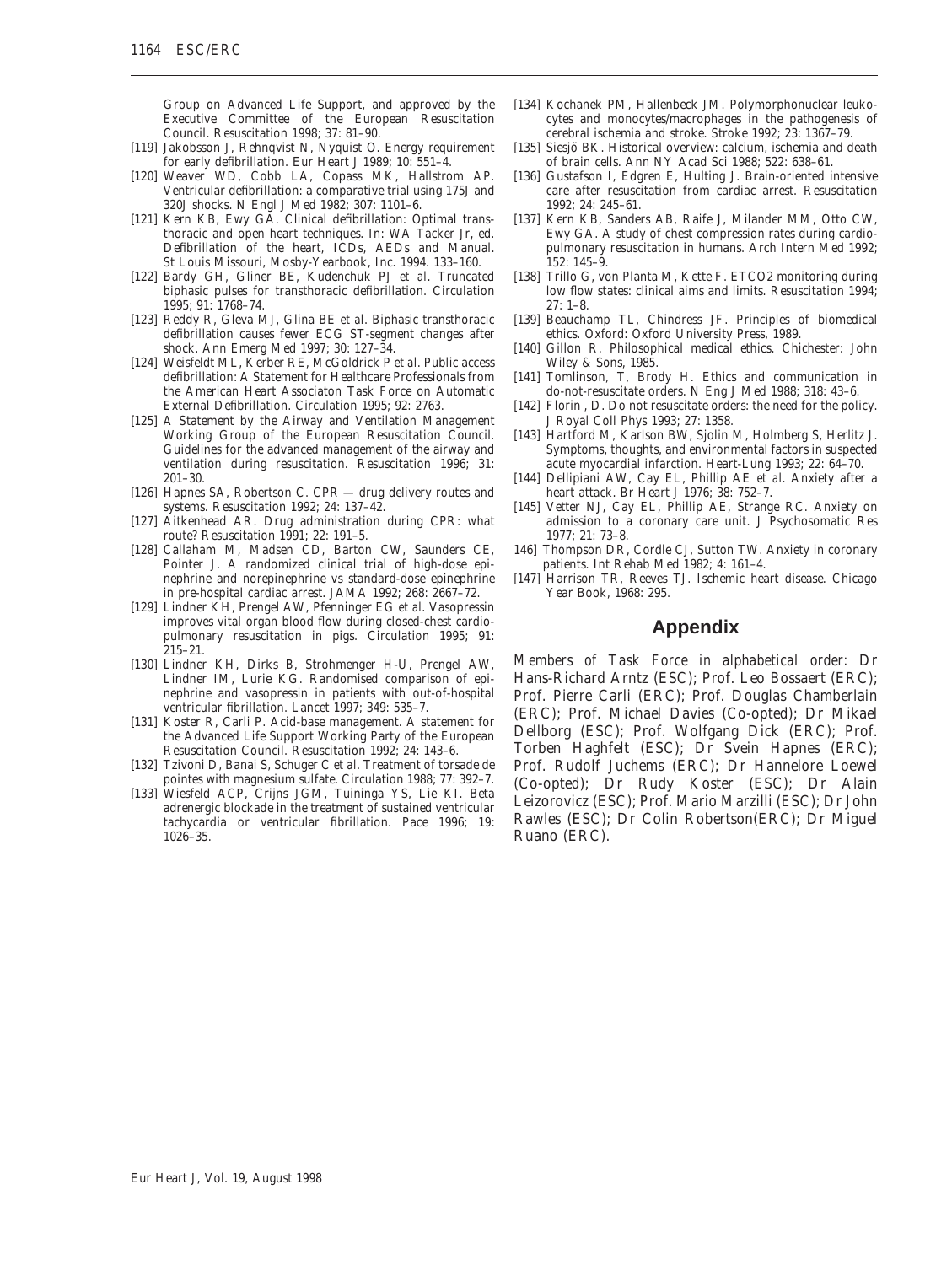Group on Advanced Life Support, and approved by the Executive Committee of the European Resuscitation Council. Resuscitation 1998; 37: 81–90.

[119] Jakobsson J, Rehnqvist N, Nyquist O. Energy requirement for early defibrillation. Eur Heart J 1989; 10: 551–4.

[120] Weaver WD, Cobb LA, Copass MK, Hallstrom AP. Ventricular defibrillation: a comparative trial using 175J and 320J shocks. N Engl J Med 1982; 307: 1101–6.

[121] Kern KB, Ewy GA. Clinical defibrillation: Optimal transthoracic and open heart techniques. In: WA Tacker Jr, ed. Defibrillation of the heart, ICDs, AEDs and Manual. St Louis Missouri, Mosby-Yearbook, Inc. 1994. 133–160.

[122] Bardy GH, Gliner BE, Kudenchuk PJ *et al.* Truncated biphasic pulses for transthoracic defibrillation. Circulation 1995; 91: 1768–74.

[123] Reddy R, Gleva MJ, Glina BE *et al.* Biphasic transthoracic defibrillation causes fewer ECG ST-segment changes after shock. Ann Emerg Med 1997; 30: 127–34.

[124] Weisfeldt ML, Kerber RE, McGoldrick P *et al.* Public access defibrillation: A Statement for Healthcare Professionals from the American Heart Associaton Task Force on Automatic External Defibrillation. Circulation 1995; 92: 2763.

[125] A Statement by the Airway and Ventilation Management Working Group of the European Resuscitation Council. Guidelines for the advanced management of the airway and ventilation during resuscitation. Resuscitation 1996; 31: 201–30.

[126] Hapnes SA, Robertson C. CPR — drug delivery routes and systems. Resuscitation 1992; 24: 137–42.

[127] Aitkenhead AR. Drug administration during CPR: what route? Resuscitation 1991; 22: 191–5.

[128] Callaham M, Madsen CD, Barton CW, Saunders CE, Pointer J. A randomized clinical trial of high-dose epinephrine and norepinephrine vs standard-dose epinephrine in pre-hospital cardiac arrest. JAMA 1992; 268: 2667–72.

[129] Lindner KH, Prengel AW, Pfenninger EG *et al.* Vasopressin improves vital organ blood flow during closed-chest cardiopulmonary resuscitation in pigs. Circulation 1995; 91: 215–21.

[130] Lindner KH, Dirks B, Strohmenger H-U, Prengel AW, Lindner IM, Lurie KG. Randomised comparison of epinephrine and vasopressin in patients with out-of-hospital ventricular fibrillation. Lancet 1997; 349: 535–7.

[131] Koster R, Carli P. Acid-base management. A statement for the Advanced Life Support Working Party of the European Resuscitation Council. Resuscitation 1992; 24: 143–6.

[132] Tzivoni D, Banai S, Schuger C *et al.* Treatment of torsade de pointes with magnesium sulfate. Circulation 1988; 77: 392–7.

[133] Wiesfeld ACP, Crijns JGM, Tuininga YS, Lie KI. Beta adrenergic blockade in the treatment of sustained ventricular tachycardia or ventricular fibrillation. Pace 1996; 19: 1026–35.

[134] Kochanek PM, Hallenbeck JM. Polymorphonuclear leukocytes and monocytes/macrophages in the pathogenesis of cerebral ischemia and stroke. Stroke 1992; 23: 1367–79.

[135] Siesjö BK. Historical overview: calcium, ischemia and death of brain cells. Ann NY Acad Sci 1988; 522: 638–61.

[136] Gustafson I, Edgren E, Hulting J. Brain-oriented intensive care after resuscitation from cardiac arrest. Resuscitation 1992; 24: 245–61.

[137] Kern KB, Sanders AB, Raife J, Milander MM, Otto CW, Ewy GA. A study of chest compression rates during cardiopulmonary resuscitation in humans. Arch Intern Med 1992; 152: 145–9.

[138] Trillo G, von Planta M, Kette F. ETCO2 monitoring during low flow states: clinical aims and limits. Resuscitation 1994; 27: 1–8.

[139] Beauchamp TL, Chindress JF. Principles of biomedical ethics. Oxford: Oxford University Press, 1989.

[140] Gillon R. Philosophical medical ethics. Chichester: John Wiley & Sons, 1985.

[141] Tomlinson, T, Brody H. Ethics and communication in do-not-resuscitate orders. N Eng J Med 1988; 318: 43–6.

[142] Florin , D. Do not resuscitate orders: the need for the policy. J Royal Coll Phys 1993; 27: 1358.

[143] Hartford M, Karlson BW, Sjolin M, Holmberg S, Herlitz J. Symptoms, thoughts, and environmental factors in suspected acute myocardial infarction. Heart-Lung 1993; 22: 64–70.

[144] Dellipiani AW, Cay EL, Phillip AE *et al.* Anxiety after a heart attack. Br Heart J 1976; 38: 752–7.

[145] Vetter NJ, Cay EL, Phillip AE, Strange RC. Anxiety on admission to a coronary care unit. J Psychosomatic Res 1977; 21: 73–8.

146] Thompson DR, Cordle CJ, Sutton TW. Anxiety in coronary patients. Int Rehab Med 1982; 4: 161–4.

[147] Harrison TR, Reeves TJ. Ischemic heart disease. Chicago Year Book, 1968: 295.

## Appendix

*Members of Task Force in alphabetical order:* Dr Hans-Richard Arntz (ESC); Prof. Leo Bossaert (ERC); Prof. Pierre Carli (ERC); Prof. Douglas Chamberlain (ERC); Prof. Michael Davies (Co-opted); Dr Mikael Dellborg (ESC); Prof. Wolfgang Dick (ERC); Prof. Torben Haghfelt (ESC); Dr Svein Hapnes (ERC); Prof. Rudolf Juchems (ERC); Dr Hannelore Loewel (Co-opted); Dr Rudy Koster (ESC); Dr Alain Leizorovicz (ESC); Prof. Mario Marzilli (ESC); Dr John Rawles (ESC); Dr Colin Robertson(ERC); Dr Miguel Ruano (ERC).